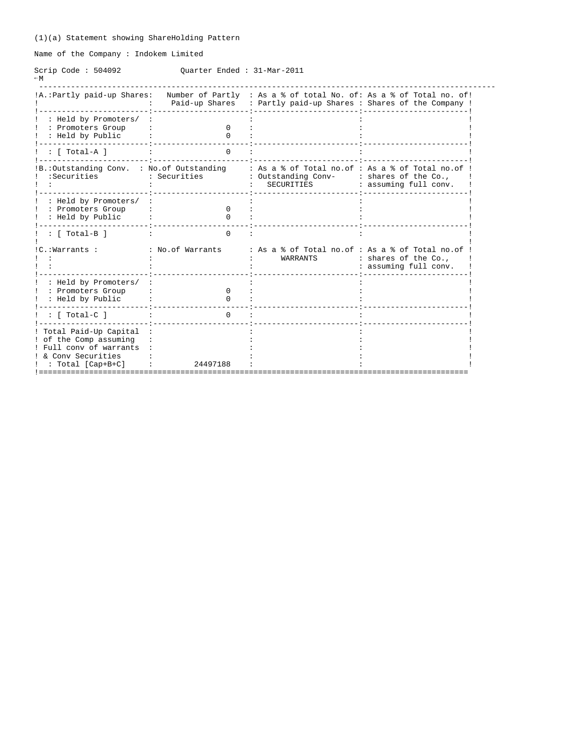(1)(a) Statement showing ShareHolding Pattern

Name of the Company : Indokem Limited

Scrip Code : 504092 Quarter Ended : 31-Mar-2011

| A.: Partly paid-up Shares: | Number of Partly Paid-up Shares | As a % of total No. of: Partly paid-up Shares | As a % of Total no. of Shares of the Company |
|---|---|---|---|
| : Held by Promoters/ : Promoters Group | 0 | | |
| : Held by Public | 0 | | |
| : [ Total-A ] | 0 | | |

| B.: Outstanding Conv. Securities | No.of Outstanding Securities | As a % of Total no.of Outstanding Conv- SECURITIES | As a % of Total no.of shares of the Co., assuming full conv. |
|---|---|---|---|
| : Held by Promoters/ : Promoters Group | 0 | | |
| : Held by Public | 0 | | |
| : [ Total-B ] | 0 | | |

| C.: Warrants : | No.of Warrants | As a % of Total no.of WARRANTS | As a % of Total no.of shares of the Co., assuming full conv. |
|---|---|---|---|
| : Held by Promoters/ : Promoters Group | 0 | | |
| : Held by Public | 0 | | |
| : [ Total-C ] | 0 | | |
| Total Paid-Up Capital of the Comp assuming Full conv of warrants & Conv Securities : Total [Cap+B+C] | 24497188 | | |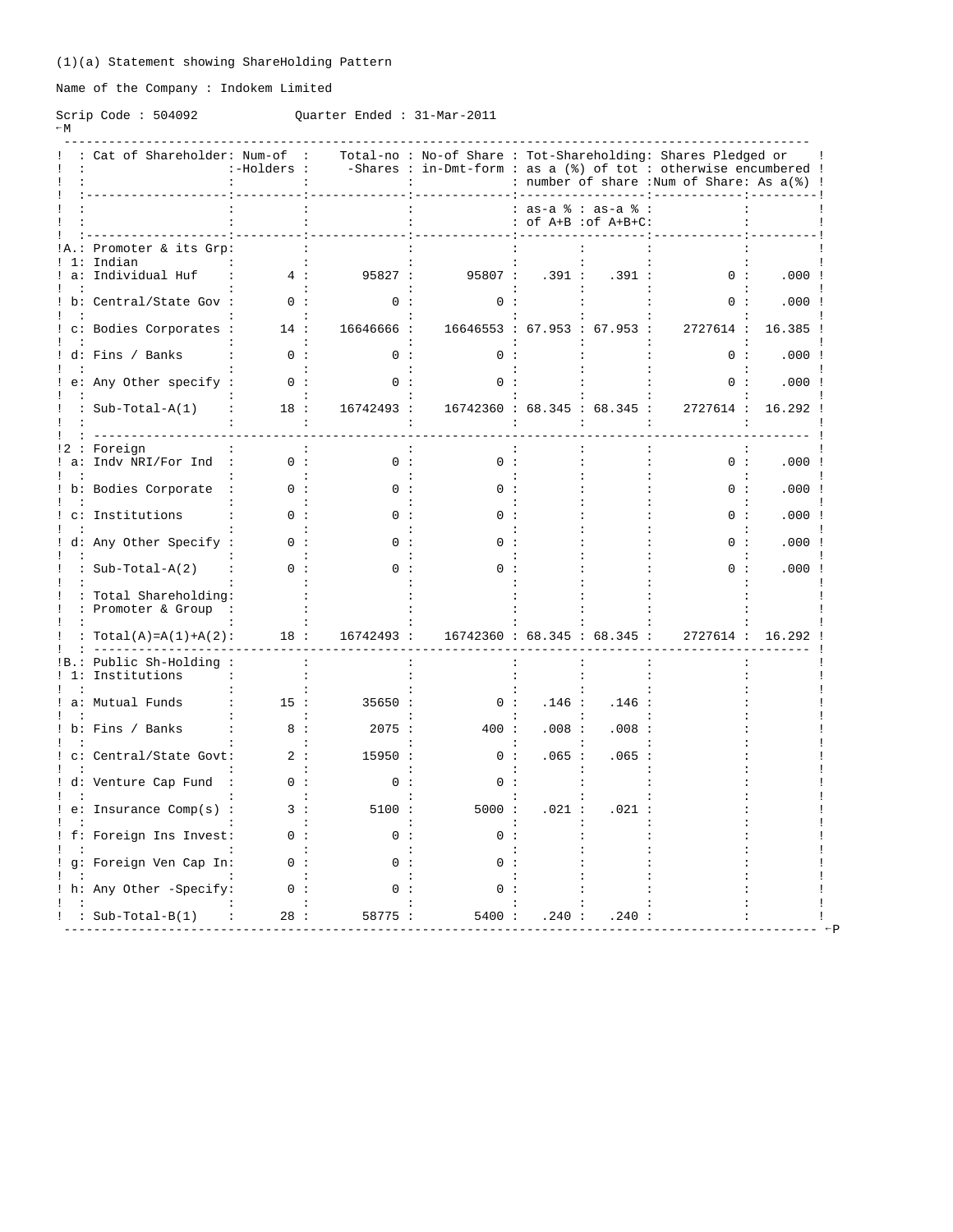(1)(a) Statement showing ShareHolding Pattern

Name of the Company : Indokem Limited

Scrip Code : 504092 Quarter Ended : 31-Mar-2011

| | Cat of Shareholder | Num-of -Holders | Total-no -Shares | No-of Share in-Dmt-form | Tot-Shareholding: as a (%) of tot number of share | | Shares Pledged or otherwise encumbered | |
|---|---|---|---|---|---|---|---|---|
| | | | | | as-a % of A+B | as-a % of A+B+C | Num of Share | As a(%) |
| A. | Promoter & its Grp | | | | | | | |
| 1 | Indian | | | | | | | |
| a | Individual Huf | 4 | 95827 | 95807 | .391 | .391 | 0 | .000 |
| b | Central/State Gov | 0 | 0 | 0 | | | 0 | .000 |
| c | Bodies Corporates | 14 | 16646666 | 16646553 | 67.953 | 67.953 | 2727614 | 16.385 |
| d | Fins / Banks | 0 | 0 | 0 | | | 0 | .000 |
| e | Any Other specify | 0 | 0 | 0 | | | 0 | .000 |
| | Sub-Total-A(1) | 18 | 16742493 | 16742360 | 68.345 | 68.345 | 2727614 | 16.292 |
| 2 | Foreign | | | | | | | |
| a | Indv NRI/For Ind | 0 | 0 | 0 | | | 0 | .000 |
| b | Bodies Corporate | 0 | 0 | 0 | | | 0 | .000 |
| c | Institutions | 0 | 0 | 0 | | | 0 | .000 |
| d | Any Other Specify | 0 | 0 | 0 | | | 0 | .000 |
| | Sub-Total-A(2) | 0 | 0 | 0 | | | 0 | .000 |
| | Total Shareholding: Promoter & Group | | | | | | | |
| | Total(A)=A(1)+A(2) | 18 | 16742493 | 16742360 | 68.345 | 68.345 | 2727614 | 16.292 |
| B. | Public Sh-Holding | | | | | | | |
| 1 | Institutions | | | | | | | |
| a | Mutual Funds | 15 | 35650 | 0 | .146 | .146 | | |
| b | Fins / Banks | 8 | 2075 | 400 | .008 | .008 | | |
| c | Central/State Govt | 2 | 15950 | 0 | .065 | .065 | | |
| d | Venture Cap Fund | 0 | 0 | 0 | | | | |
| e | Insurance Comp(s) | 3 | 5100 | 5000 | .021 | .021 | | |
| f | Foreign Ins Invest | 0 | 0 | 0 | | | | |
| g | Foreign Ven Cap In | 0 | 0 | 0 | | | | |
| h | Any Other -Specify | 0 | 0 | 0 | | | | |
| | Sub-Total-B(1) | 28 | 58775 | 5400 | .240 | .240 | | |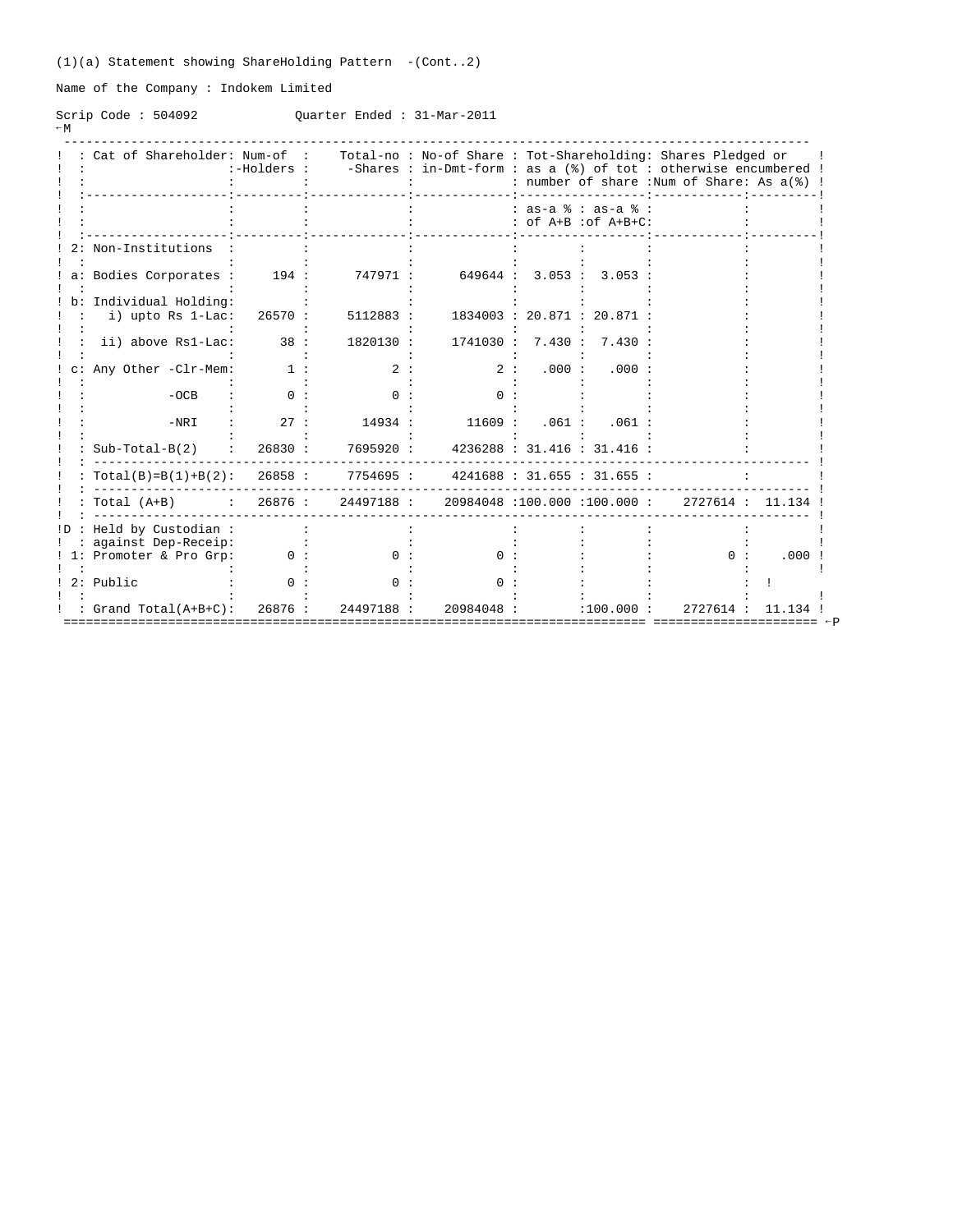(1)(a) Statement showing ShareHolding Pattern -(Cont..2)

Name of the Company : Indokem Limited

Scrip Code : 504092 Quarter Ended : 31-Mar-2011

| Cat of Shareholder | Num-of -Holders | Total-no -Shares | No-of Share in-Dmt-form | Tot-Shareholding: as a (%) of tot number of share | | Shares Pledged or otherwise encumbered | |
|---|---|---|---|---|---|---|---|
| | | | | as-a % of A+B | as-a % of A+B+C | Num of Share | As a(%) |
| 2: Non-Institutions | | | | | | | |
| a: Bodies Corporates | 194 | 747971 | 649644 | 3.053 | 3.053 | | |
| b: Individual Holding: | | | | | | | |
| i) upto Rs 1-Lac | 26570 | 5112883 | 1834003 | 20.871 | 20.871 | | |
| ii) above Rs1-Lac | 38 | 1820130 | 1741030 | 7.430 | 7.430 | | |
| c: Any Other -Clr-Mem | 1 | 2 | 2 | .000 | .000 | | |
| -OCB | 0 | 0 | 0 | | | | |
| -NRI | 27 | 14934 | 11609 | .061 | .061 | | |
| Sub-Total-B(2) | 26830 | 7695920 | 4236288 | 31.416 | 31.416 | | |
| Total(B)=B(1)+B(2) | 26858 | 7754695 | 4241688 | 31.655 | 31.655 | | |
| Total (A+B) | 26876 | 24497188 | 20984048 | 100.000 | 100.000 | 2727614 | 11.134 |
| D : Held by Custodian against Dep-Receip | | | | | | | |
| 1: Promoter & Pro Grp | 0 | 0 | 0 | | | 0 | .000 |
| 2: Public | 0 | 0 | 0 | | | | ! |
| Grand Total(A+B+C) | 26876 | 24497188 | 20984048 | | 100.000 | 2727614 | 11.134 |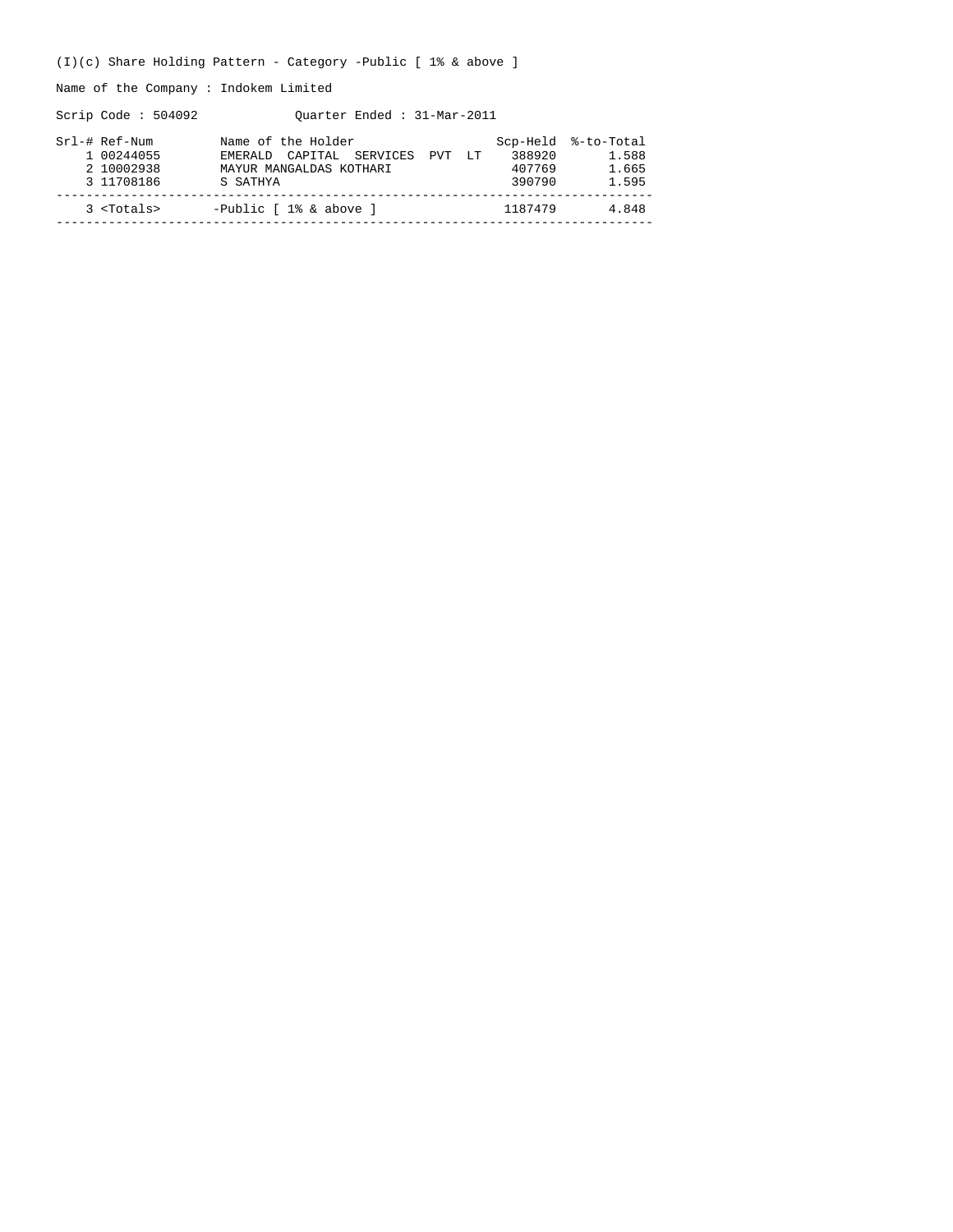(I)(c) Share Holding Pattern - Category -Public [ 1% & above ]

Name of the Company : Indokem Limited

Scrip Code : 504092 Quarter Ended : 31-Mar-2011

| Srl-# | Ref-Num | Name of the Holder | Scp-Held | %-to-Total |
|---|---|---|---|---|
| 1 | 00244055 | EMERALD CAPITAL SERVICES PVT LT | 388920 | 1.588 |
| 2 | 10002938 | MAYUR MANGALDAS KOTHARI | 407769 | 1.665 |
| 3 | 11708186 | S SATHYA | 390790 | 1.595 |
| 3 | <Totals> | -Public [ 1% & above ] | 1187479 | 4.848 |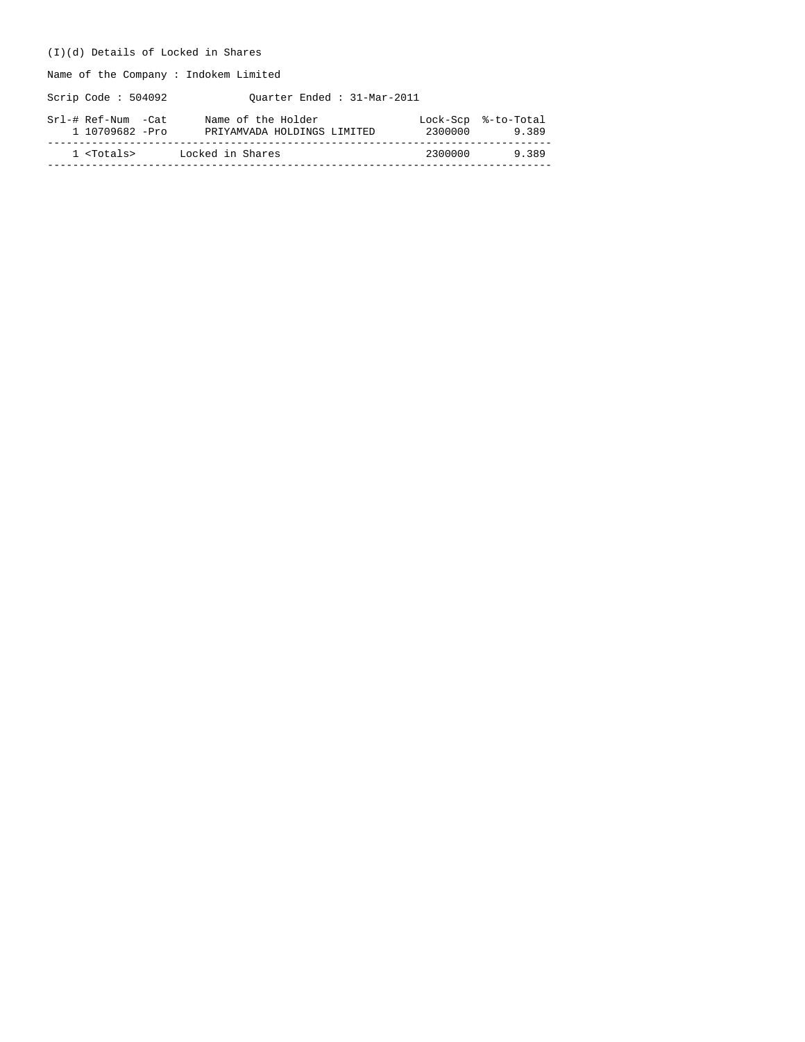(I)(d) Details of Locked in Shares

Name of the Company : Indokem Limited

Scrip Code : 504092 Quarter Ended : 31-Mar-2011

| Srl-# | Ref-Num -Cat | Name of the Holder | Lock-Scp | %-to-Total |
|---|---|---|---|---|
| 1 | 10709682 -Pro | PRIYAMVADA HOLDINGS LIMITED | 2300000 | 9.389 |
| 1 | <Totals> | Locked in Shares | 2300000 | 9.389 |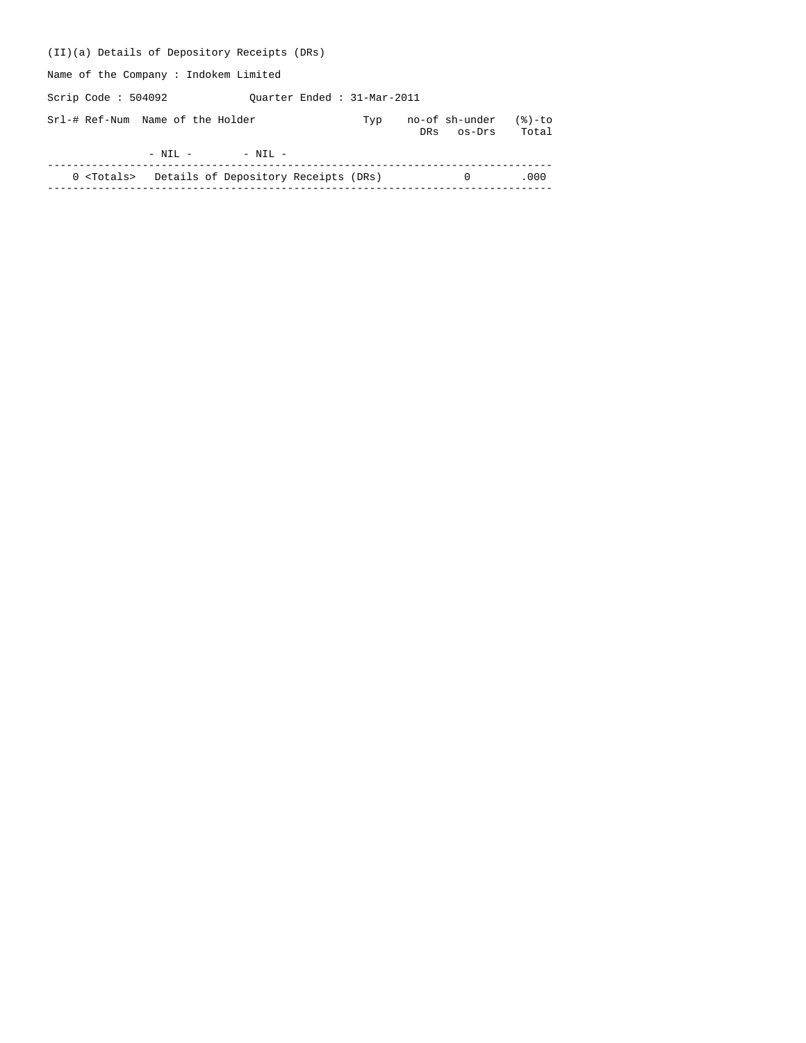(II)(a) Details of Depository Receipts (DRs)

Name of the Company : Indokem Limited

Scrip Code : 504092 Quarter Ended : 31-Mar-2011

| Srl-# | Ref-Num | Name of the Holder | Typ | no-of DRs | sh-under os-Drs | (%)-to Total |
|---|---|---|---|---|---|---|
| | - NIL - | - NIL - | | | | |
| 0 | <Totals> | Details of Depository Receipts (DRs) | | | 0 | .000 |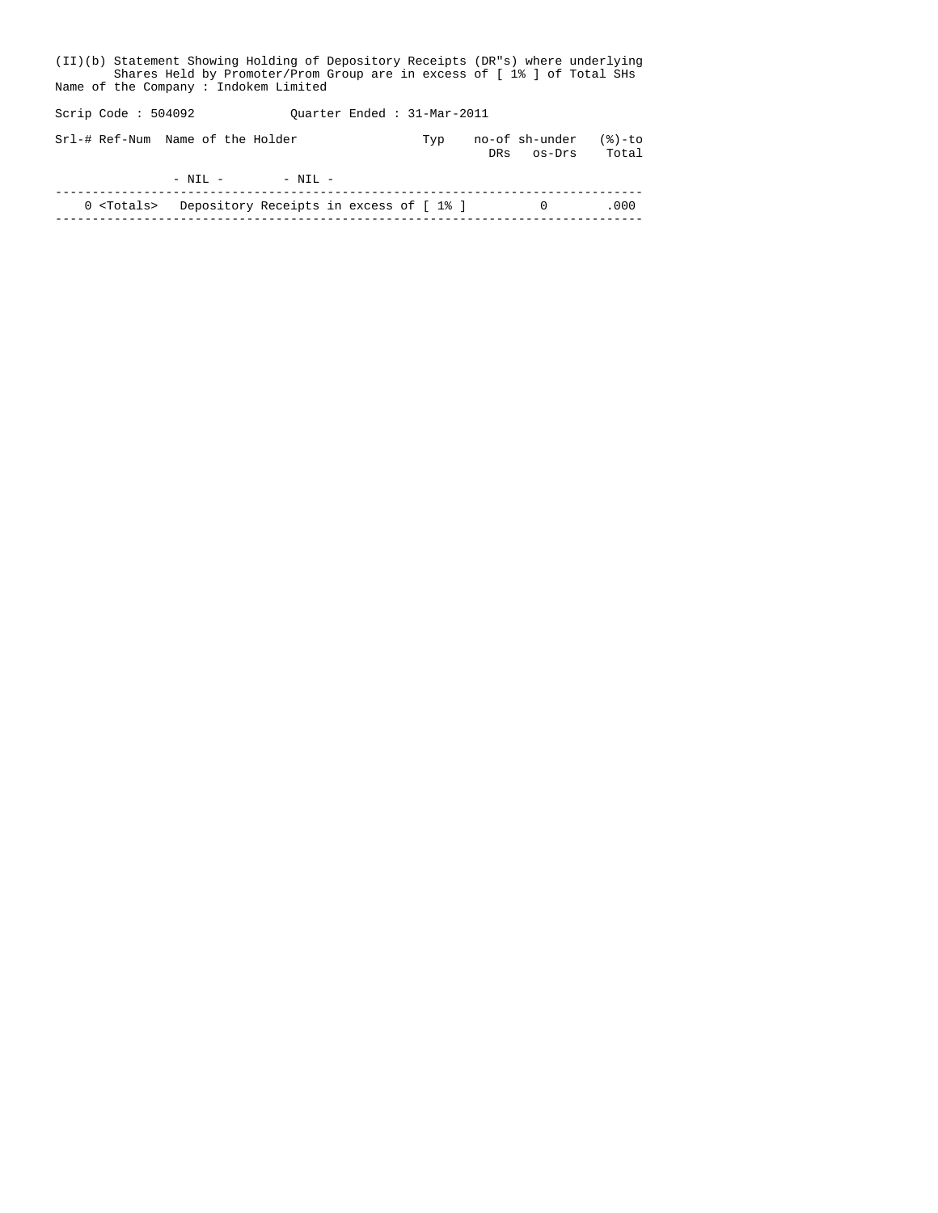(II)(b) Statement Showing Holding of Depository Receipts (DR"s) where underlying Shares Held by Promoter/Prom Group are in excess of [ 1% ] of Total SHs

Name of the Company : Indokem Limited

Scrip Code : 504092 Quarter Ended : 31-Mar-2011

| Srl-# | Ref-Num | Name of the Holder | Typ | no-of DRs | sh-under os-Drs | (%)-to Total |
|---|---|---|---|---|---|---|
| | - NIL - | - NIL - | | | | |
| 0 | <Totals> | Depository Receipts in excess of [ 1% ] | | | 0 | .000 |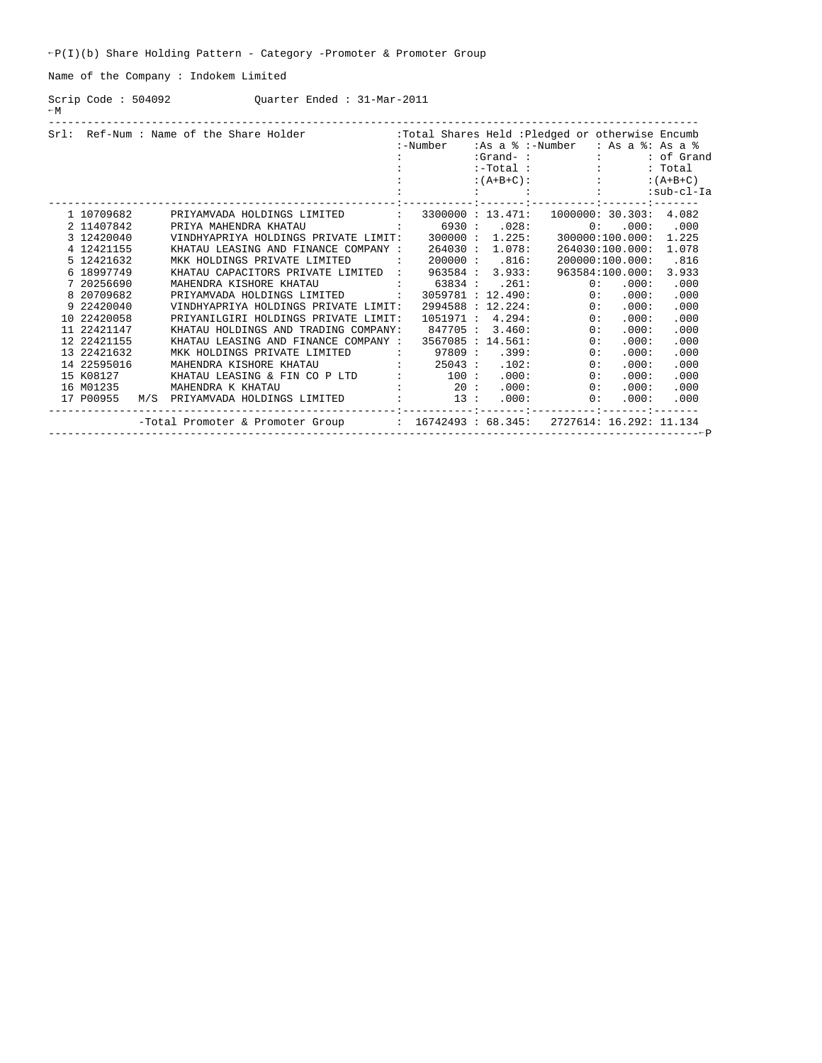P(I)(b) Share Holding Pattern - Category -Promoter & Promoter Group

Name of the Company : Indokem Limited

Scrip Code : 504092 Quarter Ended : 31-Mar-2011

M

| Srl: | Ref-Num : | Name of the Share Holder | Total Shares Held -Number | As a % Grand-Total (A+B+C) | Pledged or otherwise Encumb -Number | As a % | As a % of Grand Total (A+B+C) sub-cl-Ia |
|---|---|---|---|---|---|---|---|
| 1 | 10709682 | PRIYAMVADA HOLDINGS LIMITED | 3300000 | 13.471 | 1000000 | 30.303 | 4.082 |
| 2 | 11407842 | PRIYA MAHENDRA KHATAU | 6930 | .028 | 0 | .000 | .000 |
| 3 | 12420040 | VINDHYAPRIYA HOLDINGS PRIVATE LIMIT | 300000 | 1.225 | 300000 | 100.000 | 1.225 |
| 4 | 12421155 | KHATAU LEASING AND FINANCE COMPANY | 264030 | 1.078 | 264030 | 100.000 | 1.078 |
| 5 | 12421632 | MKK HOLDINGS PRIVATE LIMITED | 200000 | .816 | 200000 | 100.000 | .816 |
| 6 | 18997749 | KHATAU CAPACITORS PRIVATE LIMITED | 963584 | 3.933 | 963584 | 100.000 | 3.933 |
| 7 | 20256690 | MAHENDRA KISHORE KHATAU | 63834 | .261 | 0 | .000 | .000 |
| 8 | 20709682 | PRIYAMVADA HOLDINGS LIMITED | 3059781 | 12.490 | 0 | .000 | .000 |
| 9 | 22420040 | VINDHYAPRIYA HOLDINGS PRIVATE LIMIT | 2994588 | 12.224 | 0 | .000 | .000 |
| 10 | 22420058 | PRIYANILGIRI HOLDINGS PRIVATE LIMIT | 1051971 | 4.294 | 0 | .000 | .000 |
| 11 | 22421147 | KHATAU HOLDINGS AND TRADING COMPANY | 847705 | 3.460 | 0 | .000 | .000 |
| 12 | 22421155 | KHATAU LEASING AND FINANCE COMPANY | 3567085 | 14.561 | 0 | .000 | .000 |
| 13 | 22421632 | MKK HOLDINGS PRIVATE LIMITED | 97809 | .399 | 0 | .000 | .000 |
| 14 | 22595016 | MAHENDRA KISHORE KHATAU | 25043 | .102 | 0 | .000 | .000 |
| 15 | K08127 | KHATAU LEASING & FIN CO P LTD | 100 | .000 | 0 | .000 | .000 |
| 16 | M01235 | MAHENDRA K KHATAU | 20 | .000 | 0 | .000 | .000 |
| 17 | P00955 | M/S PRIYAMVADA HOLDINGS LIMITED | 13 | .000 | 0 | .000 | .000 |
| | | -Total Promoter & Promoter Group | 16742493 | 68.345 | 2727614 | 16.292 | 11.134 |

P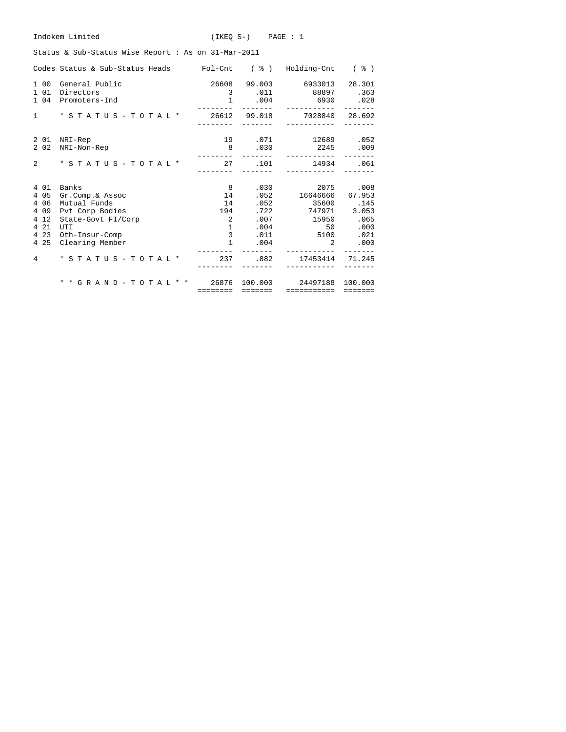Indokem Limited (IKEQ S-)

Status & Sub-Status Wise Report : As on 31-Mar-2011

| Codes | Status & Sub-Status Heads | Fol-Cnt | ( % ) | Holding-Cnt | ( % ) |
|---|---|---|---|---|---|
| 1 00 | General Public | 26608 | 99.003 | 6933013 | 28.301 |
| 1 01 | Directors | 3 | .011 | 88897 | .363 |
| 1 04 | Promoters-Ind | 1 | .004 | 6930 | .028 |
| 1 | * S T A T U S - T O T A L * | 26612 | 99.018 | 7028840 | 28.692 |
| 2 01 | NRI-Rep | 19 | .071 | 12689 | .052 |
| 2 02 | NRI-Non-Rep | 8 | .030 | 2245 | .009 |
| 2 | * S T A T U S - T O T A L * | 27 | .101 | 14934 | .061 |
| 4 01 | Banks | 8 | .030 | 2075 | .008 |
| 4 05 | Gr.Comp.& Assoc | 14 | .052 | 16646666 | 67.953 |
| 4 06 | Mutual Funds | 14 | .052 | 35600 | .145 |
| 4 09 | Pvt Corp Bodies | 194 | .722 | 747971 | 3.053 |
| 4 12 | State-Govt FI/Corp | 2 | .007 | 15950 | .065 |
| 4 21 | UTI | 1 | .004 | 50 | .000 |
| 4 23 | Oth-Insur-Comp | 3 | .011 | 5100 | .021 |
| 4 25 | Clearing Member | 1 | .004 | 2 | .000 |
| 4 | * S T A T U S - T O T A L * | 237 | .882 | 17453414 | 71.245 |
| | * * G R A N D - T O T A L * * | 26876 | 100.000 | 24497188 | 100.000 |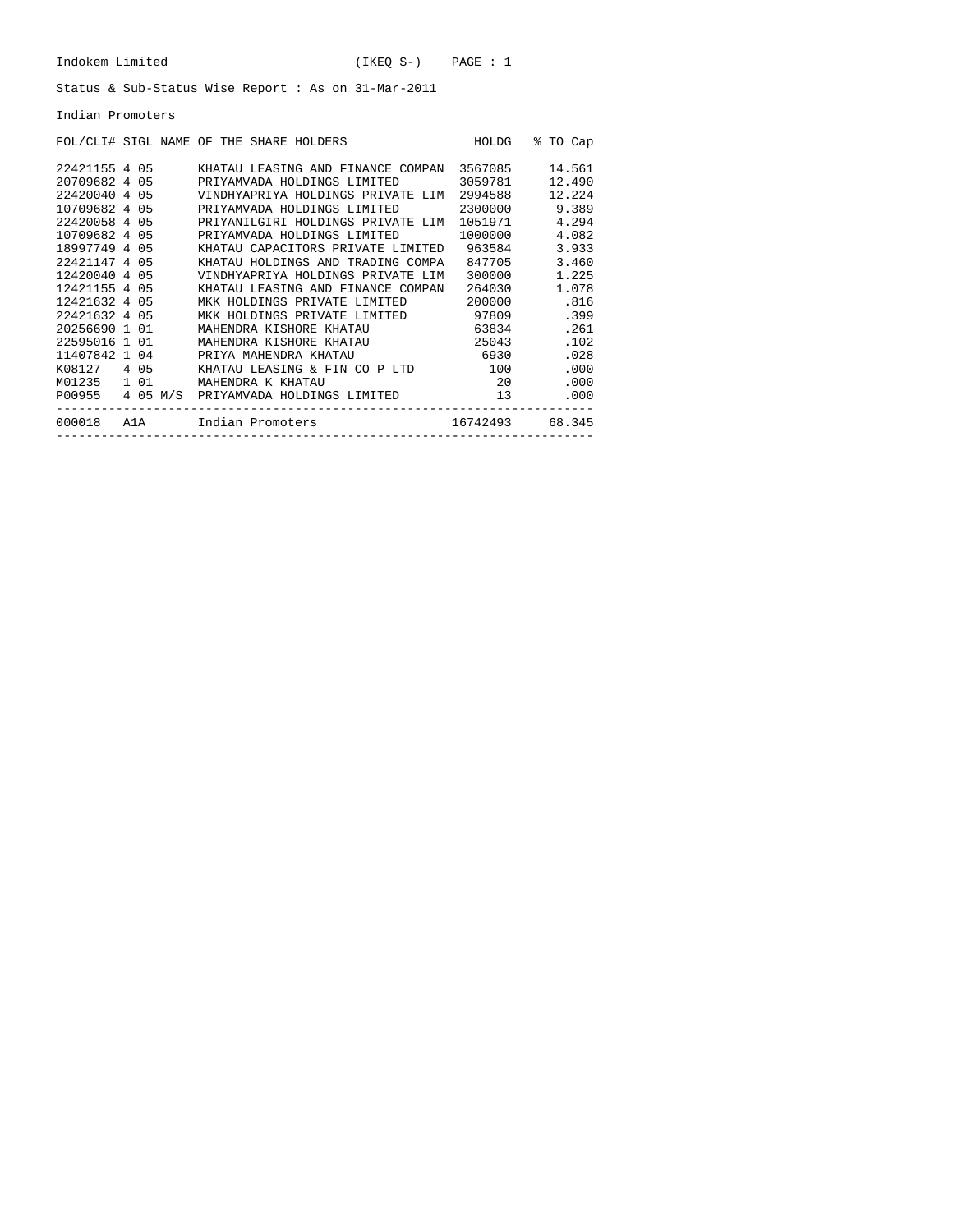Indokem Limited (IKEQ S-)

Status & Sub-Status Wise Report : As on 31-Mar-2011

Indian Promoters

| FOL/CLI# | SIGL | NAME OF THE SHARE HOLDERS | HOLDG | % TO Cap |
|---|---|---|---|---|
| 22421155 | 4 05 | KHATAU LEASING AND FINANCE COMPAN | 3567085 | 14.561 |
| 20709682 | 4 05 | PRIYAMVADA HOLDINGS LIMITED | 3059781 | 12.490 |
| 22420040 | 4 05 | VINDHYAPRIYA HOLDINGS PRIVATE LIM | 2994588 | 12.224 |
| 10709682 | 4 05 | PRIYAMVADA HOLDINGS LIMITED | 2300000 | 9.389 |
| 22420058 | 4 05 | PRIYANILGIRI HOLDINGS PRIVATE LIM | 1051971 | 4.294 |
| 10709682 | 4 05 | PRIYAMVADA HOLDINGS LIMITED | 1000000 | 4.082 |
| 18997749 | 4 05 | KHATAU CAPACITORS PRIVATE LIMITED | 963584 | 3.933 |
| 22421147 | 4 05 | KHATAU HOLDINGS AND TRADING COMPA | 847705 | 3.460 |
| 12420040 | 4 05 | VINDHYAPRIYA HOLDINGS PRIVATE LIM | 300000 | 1.225 |
| 12421155 | 4 05 | KHATAU LEASING AND FINANCE COMPAN | 264030 | 1.078 |
| 12421632 | 4 05 | MKK HOLDINGS PRIVATE LIMITED | 200000 | .816 |
| 22421632 | 4 05 | MKK HOLDINGS PRIVATE LIMITED | 97809 | .399 |
| 20256690 | 1 01 | MAHENDRA KISHORE KHATAU | 63834 | .261 |
| 22595016 | 1 01 | MAHENDRA KISHORE KHATAU | 25043 | .102 |
| 11407842 | 1 04 | PRIYA MAHENDRA KHATAU | 6930 | .028 |
| K08127 | 4 05 | KHATAU LEASING & FIN CO P LTD | 100 | .000 |
| M01235 | 1 01 | MAHENDRA K KHATAU | 20 | .000 |
| P00955 | 4 05 M/S | PRIYAMVADA HOLDINGS LIMITED | 13 | .000 |
| 000018 | A1A | Indian Promoters | 16742493 | 68.345 |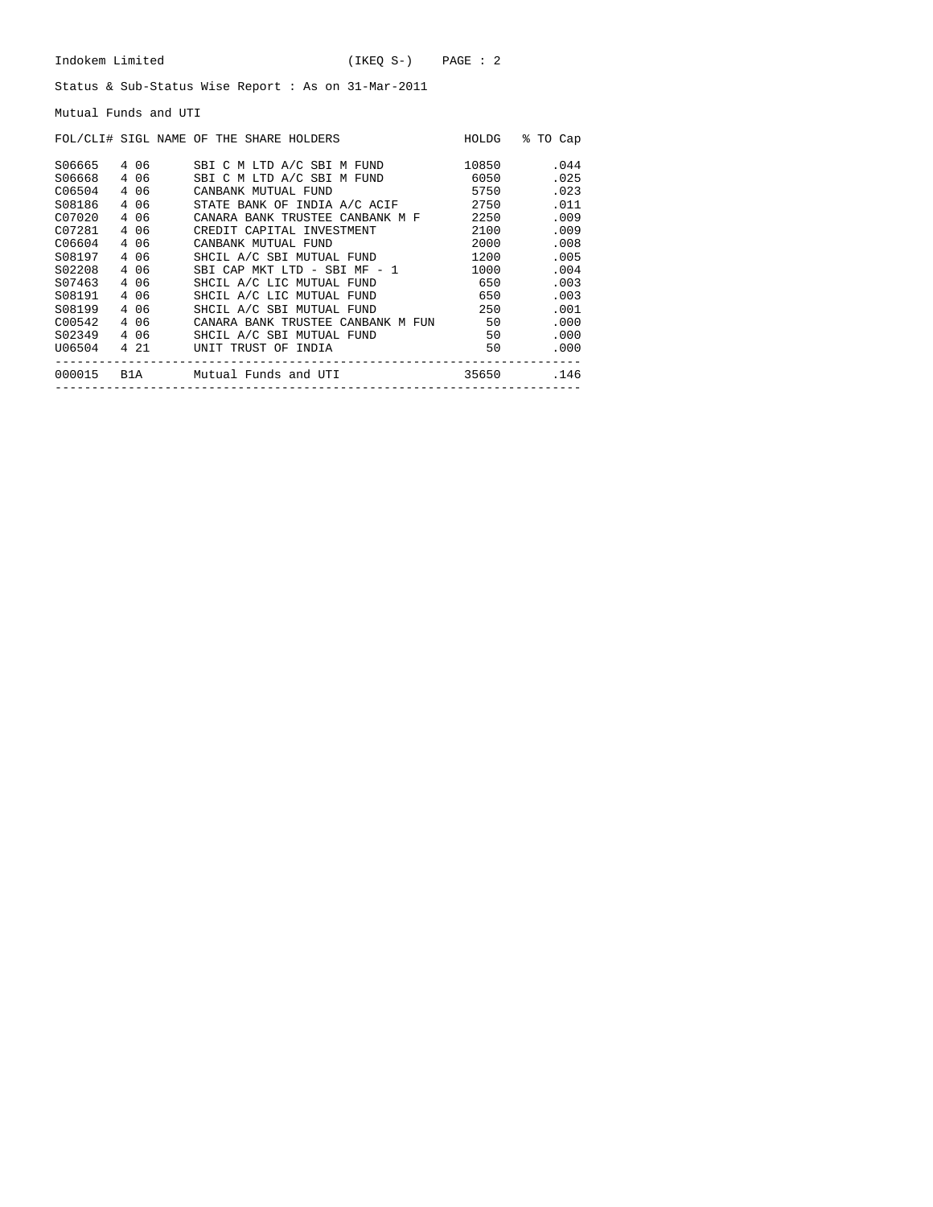Indokem Limited (IKEQ S-)

Status & Sub-Status Wise Report : As on 31-Mar-2011

Mutual Funds and UTI

| FOL/CLI# | SIGL | NAME OF THE SHARE HOLDERS | HOLDG | % TO Cap |
|---|---|---|---|---|
| S06665 | 4 06 | SBI C M LTD A/C SBI M FUND | 10850 | .044 |
| S06668 | 4 06 | SBI C M LTD A/C SBI M FUND | 6050 | .025 |
| C06504 | 4 06 | CANBANK MUTUAL FUND | 5750 | .023 |
| S08186 | 4 06 | STATE BANK OF INDIA A/C ACIF | 2750 | .011 |
| C07020 | 4 06 | CANARA BANK TRUSTEE CANBANK M F | 2250 | .009 |
| C07281 | 4 06 | CREDIT CAPITAL INVESTMENT | 2100 | .009 |
| C06604 | 4 06 | CANBANK MUTUAL FUND | 2000 | .008 |
| S08197 | 4 06 | SHCIL A/C SBI MUTUAL FUND | 1200 | .005 |
| S02208 | 4 06 | SBI CAP MKT LTD - SBI MF - 1 | 1000 | .004 |
| S07463 | 4 06 | SHCIL A/C LIC MUTUAL FUND | 650 | .003 |
| S08191 | 4 06 | SHCIL A/C LIC MUTUAL FUND | 650 | .003 |
| S08199 | 4 06 | SHCIL A/C SBI MUTUAL FUND | 250 | .001 |
| C00542 | 4 06 | CANARA BANK TRUSTEE CANBANK M FUN | 50 | .000 |
| S02349 | 4 06 | SHCIL A/C SBI MUTUAL FUND | 50 | .000 |
| U06504 | 4 21 | UNIT TRUST OF INDIA | 50 | .000 |
| 000015 | B1A | Mutual Funds and UTI | 35650 | .146 |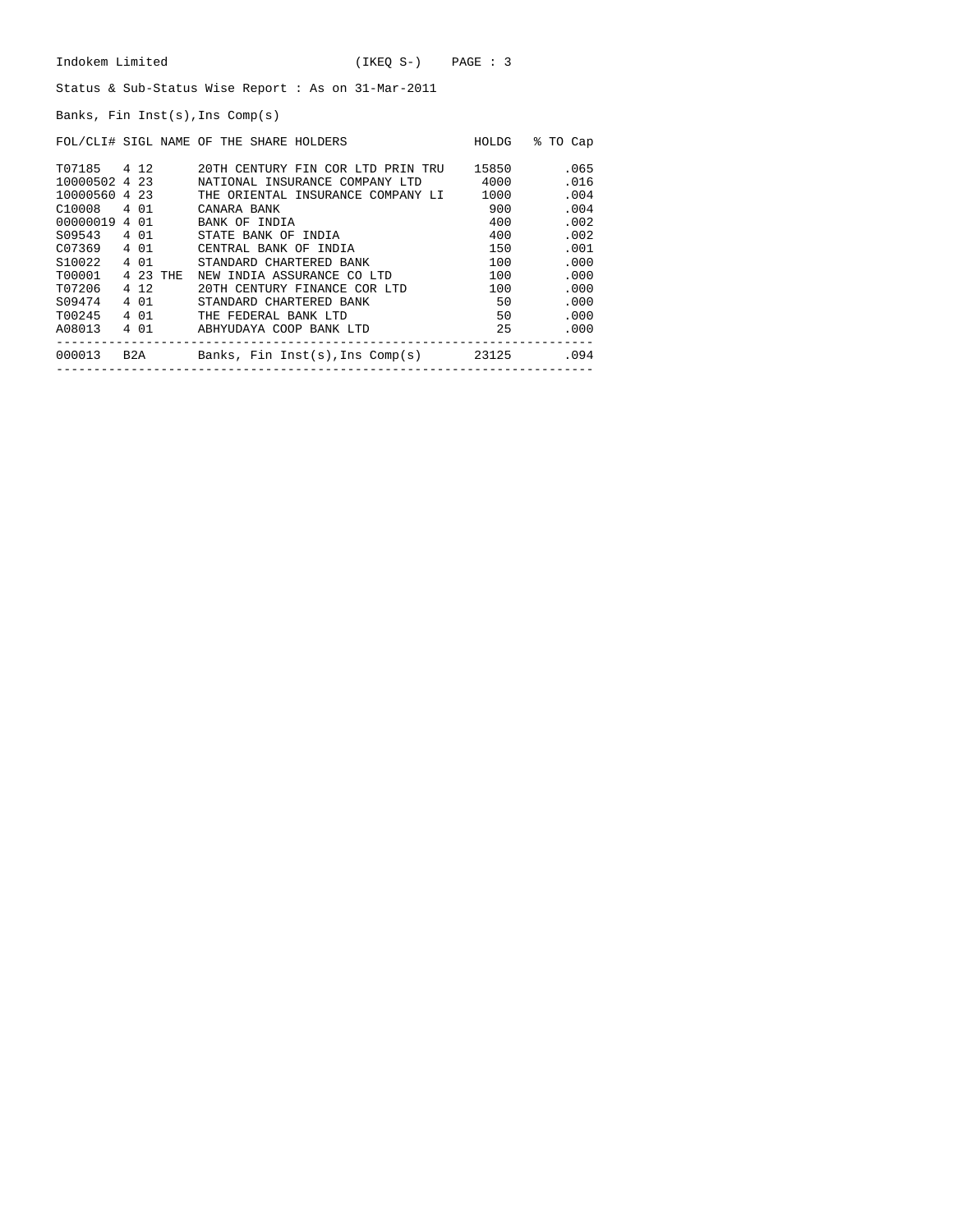Indokem Limited (IKEQ S-)

Status & Sub-Status Wise Report : As on 31-Mar-2011

Banks, Fin Inst(s),Ins Comp(s)

| FOL/CLI# | SIGL | NAME OF THE SHARE HOLDERS | HOLDG | % TO Cap |
|---|---|---|---|---|
| T07185 | 4 12 | 20TH CENTURY FIN COR LTD PRIN TRU | 15850 | .065 |
| 10000502 | 4 23 | NATIONAL INSURANCE COMPANY LTD | 4000 | .016 |
| 10000560 | 4 23 | THE ORIENTAL INSURANCE COMPANY LI | 1000 | .004 |
| C10008 | 4 01 | CANARA BANK | 900 | .004 |
| 00000019 | 4 01 | BANK OF INDIA | 400 | .002 |
| S09543 | 4 01 | STATE BANK OF INDIA | 400 | .002 |
| C07369 | 4 01 | CENTRAL BANK OF INDIA | 150 | .001 |
| S10022 | 4 01 | STANDARD CHARTERED BANK | 100 | .000 |
| T00001 | 4 23 THE | NEW INDIA ASSURANCE CO LTD | 100 | .000 |
| T07206 | 4 12 | 20TH CENTURY FINANCE COR LTD | 100 | .000 |
| S09474 | 4 01 | STANDARD CHARTERED BANK | 50 | .000 |
| T00245 | 4 01 | THE FEDERAL BANK LTD | 50 | .000 |
| A08013 | 4 01 | ABHYUDAYA COOP BANK LTD | 25 | .000 |
| 000013 | B2A | Banks, Fin Inst(s),Ins Comp(s) | 23125 | .094 |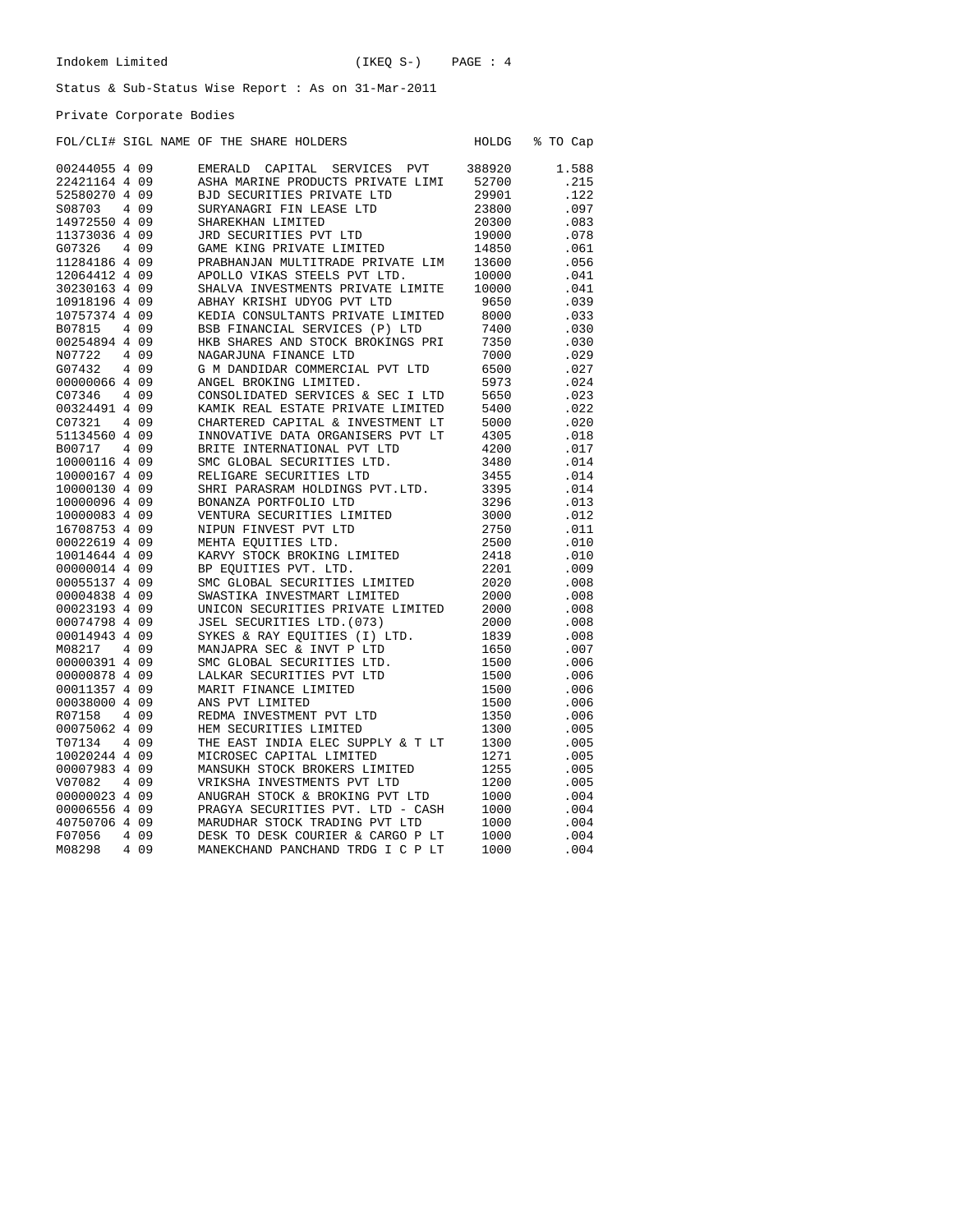Indokem Limited (IKEQ S-)

Status & Sub-Status Wise Report : As on 31-Mar-2011

Private Corporate Bodies

| FOL/CLI# | SIGL | NAME OF THE SHARE HOLDERS | HOLDG | % TO Cap |
|---|---|---|---|---|
| 00244055 | 4 09 | EMERALD CAPITAL SERVICES PVT | 388920 | 1.588 |
| 22421164 | 4 09 | ASHA MARINE PRODUCTS PRIVATE LIMI | 52700 | .215 |
| 52580270 | 4 09 | BJD SECURITIES PRIVATE LTD | 29901 | .122 |
| S08703 | 4 09 | SURYANAGRI FIN LEASE LTD | 23800 | .097 |
| 14972550 | 4 09 | SHAREKHAN LIMITED | 20300 | .083 |
| 11373036 | 4 09 | JRD SECURITIES PVT LTD | 19000 | .078 |
| G07326 | 4 09 | GAME KING PRIVATE LIMITED | 14850 | .061 |
| 11284186 | 4 09 | PRABHANJAN MULTITRADE PRIVATE LIM | 13600 | .056 |
| 12064412 | 4 09 | APOLLO VIKAS STEELS PVT LTD. | 10000 | .041 |
| 30230163 | 4 09 | SHALVA INVESTMENTS PRIVATE LIMITE | 10000 | .041 |
| 10918196 | 4 09 | ABHAY KRISHI UDYOG PVT LTD | 9650 | .039 |
| 10757374 | 4 09 | KEDIA CONSULTANTS PRIVATE LIMITED | 8000 | .033 |
| B07815 | 4 09 | BSB FINANCIAL SERVICES (P) LTD | 7400 | .030 |
| 00254894 | 4 09 | HKB SHARES AND STOCK BROKINGS PRI | 7350 | .030 |
| N07722 | 4 09 | NAGARJUNA FINANCE LTD | 7000 | .029 |
| G07432 | 4 09 | G M DANDIDAR COMMERCIAL PVT LTD | 6500 | .027 |
| 00000066 | 4 09 | ANGEL BROKING LIMITED. | 5973 | .024 |
| C07346 | 4 09 | CONSOLIDATED SERVICES & SEC I LTD | 5650 | .023 |
| 00324491 | 4 09 | KAMIK REAL ESTATE PRIVATE LIMITED | 5400 | .022 |
| C07321 | 4 09 | CHARTERED CAPITAL & INVESTMENT LT | 5000 | .020 |
| 51134560 | 4 09 | INNOVATIVE DATA ORGANISERS PVT LT | 4305 | .018 |
| B00717 | 4 09 | BRITE INTERNATIONAL PVT LTD | 4200 | .017 |
| 10000116 | 4 09 | SMC GLOBAL SECURITIES LTD. | 3480 | .014 |
| 10000167 | 4 09 | RELIGARE SECURITIES LTD | 3455 | .014 |
| 10000130 | 4 09 | SHRI PARASRAM HOLDINGS PVT.LTD. | 3395 | .014 |
| 10000096 | 4 09 | BONANZA PORTFOLIO LTD | 3296 | .013 |
| 10000083 | 4 09 | VENTURA SECURITIES LIMITED | 3000 | .012 |
| 16708753 | 4 09 | NIPUN FINVEST PVT LTD | 2750 | .011 |
| 00022619 | 4 09 | MEHTA EQUITIES LTD. | 2500 | .010 |
| 10014644 | 4 09 | KARVY STOCK BROKING LIMITED | 2418 | .010 |
| 00000014 | 4 09 | BP EQUITIES PVT. LTD. | 2201 | .009 |
| 00055137 | 4 09 | SMC GLOBAL SECURITIES LIMITED | 2020 | .008 |
| 00004838 | 4 09 | SWASTIKA INVESTMART LIMITED | 2000 | .008 |
| 00023193 | 4 09 | UNICON SECURITIES PRIVATE LIMITED | 2000 | .008 |
| 00074798 | 4 09 | JSEL SECURITIES LTD.(073) | 2000 | .008 |
| 00014943 | 4 09 | SYKES & RAY EQUITIES (I) LTD. | 1839 | .008 |
| M08217 | 4 09 | MANJAPRA SEC & INVT P LTD | 1650 | .007 |
| 00000391 | 4 09 | SMC GLOBAL SECURITIES LTD. | 1500 | .006 |
| 00000878 | 4 09 | LALKAR SECURITIES PVT LTD | 1500 | .006 |
| 00011357 | 4 09 | MARIT FINANCE LIMITED | 1500 | .006 |
| 00038000 | 4 09 | ANS PVT LIMITED | 1500 | .006 |
| R07158 | 4 09 | REDMA INVESTMENT PVT LTD | 1350 | .006 |
| 00075062 | 4 09 | HEM SECURITIES LIMITED | 1300 | .005 |
| T07134 | 4 09 | THE EAST INDIA ELEC SUPPLY & T LT | 1300 | .005 |
| 10020244 | 4 09 | MICROSEC CAPITAL LIMITED | 1271 | .005 |
| 00007983 | 4 09 | MANSUKH STOCK BROKERS LIMITED | 1255 | .005 |
| V07082 | 4 09 | VRIKSHA INVESTMENTS PVT LTD | 1200 | .005 |
| 00000023 | 4 09 | ANUGRAH STOCK & BROKING PVT LTD | 1000 | .004 |
| 00006556 | 4 09 | PRAGYA SECURITIES PVT. LTD - CASH | 1000 | .004 |
| 40750706 | 4 09 | MARUDHAR STOCK TRADING PVT LTD | 1000 | .004 |
| F07056 | 4 09 | DESK TO DESK COURIER & CARGO P LT | 1000 | .004 |
| M08298 | 4 09 | MANEKCHAND PANCHAND TRDG I C P LT | 1000 | .004 |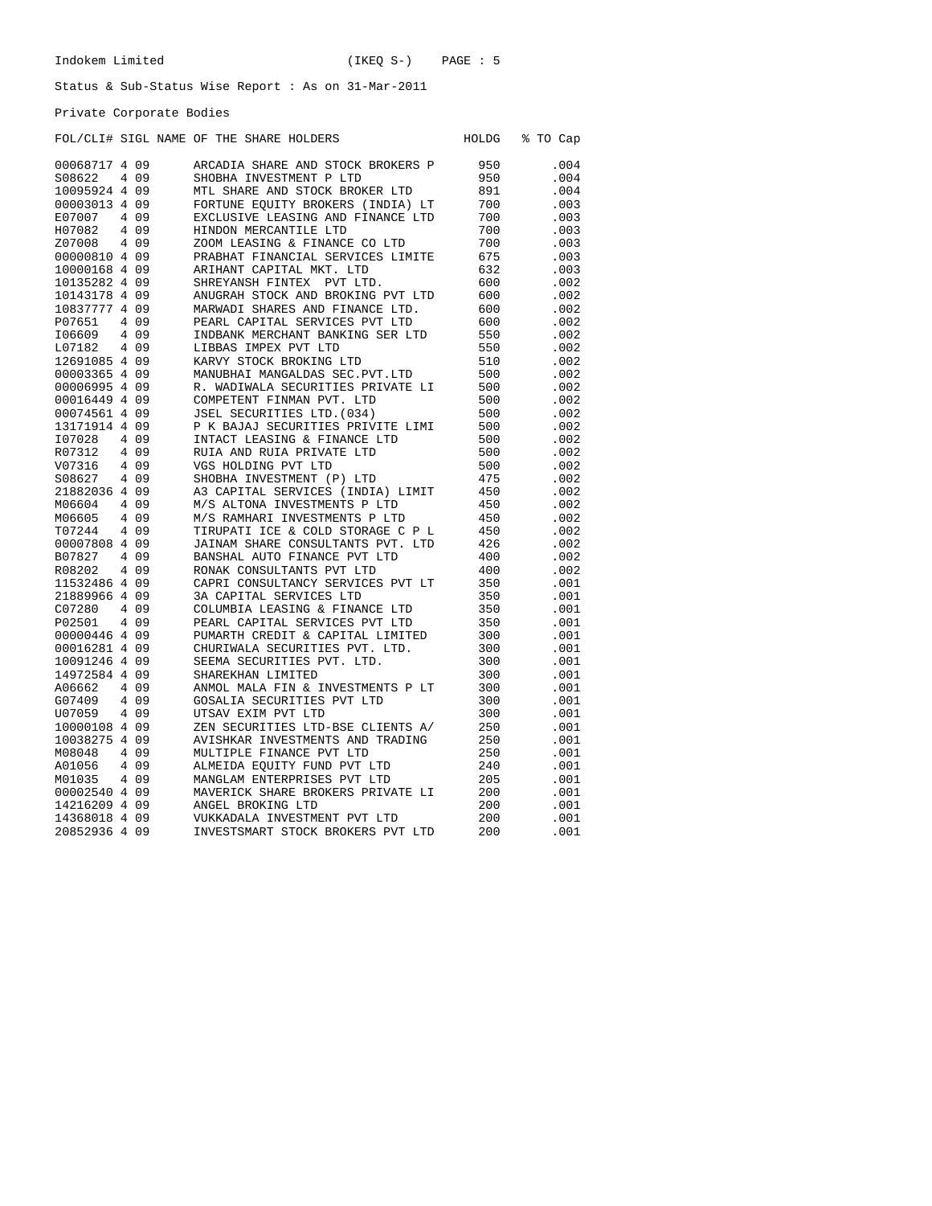Indokem Limited (IKEQ S-)

Status & Sub-Status Wise Report : As on 31-Mar-2011

Private Corporate Bodies

| FOL/CLI# | SIGL | NAME OF THE SHARE HOLDERS | HOLDG | % TO Cap |
|---|---|---|---|---|
| 00068717 | 4 09 | ARCADIA SHARE AND STOCK BROKERS P | 950 | .004 |
| S08622 | 4 09 | SHOBHA INVESTMENT P LTD | 950 | .004 |
| 10095924 | 4 09 | MTL SHARE AND STOCK BROKER LTD | 891 | .004 |
| 00003013 | 4 09 | FORTUNE EQUITY BROKERS (INDIA) LT | 700 | .003 |
| E07007 | 4 09 | EXCLUSIVE LEASING AND FINANCE LTD | 700 | .003 |
| H07082 | 4 09 | HINDON MERCANTILE LTD | 700 | .003 |
| Z07008 | 4 09 | ZOOM LEASING & FINANCE CO LTD | 700 | .003 |
| 00000810 | 4 09 | PRABHAT FINANCIAL SERVICES LIMITE | 675 | .003 |
| 10000168 | 4 09 | ARIHANT CAPITAL MKT. LTD | 632 | .003 |
| 10135282 | 4 09 | SHREYANSH FINTEX PVT LTD. | 600 | .002 |
| 10143178 | 4 09 | ANUGRAH STOCK AND BROKING PVT LTD | 600 | .002 |
| 10837777 | 4 09 | MARWADI SHARES AND FINANCE LTD. | 600 | .002 |
| P07651 | 4 09 | PEARL CAPITAL SERVICES PVT LTD | 600 | .002 |
| I06609 | 4 09 | INDBANK MERCHANT BANKING SER LTD | 550 | .002 |
| L07182 | 4 09 | LIBBAS IMPEX PVT LTD | 550 | .002 |
| 12691085 | 4 09 | KARVY STOCK BROKING LTD | 510 | .002 |
| 00003365 | 4 09 | MANUBHAI MANGALDAS SEC.PVT.LTD | 500 | .002 |
| 00006995 | 4 09 | R. WADIWALA SECURITIES PRIVATE LI | 500 | .002 |
| 00016449 | 4 09 | COMPETENT FINMAN PVT. LTD | 500 | .002 |
| 00074561 | 4 09 | JSEL SECURITIES LTD.(034) | 500 | .002 |
| 13171914 | 4 09 | P K BAJAJ SECURITIES PRIVITE LIMI | 500 | .002 |
| I07028 | 4 09 | INTACT LEASING & FINANCE LTD | 500 | .002 |
| R07312 | 4 09 | RUIA AND RUIA PRIVATE LTD | 500 | .002 |
| V07316 | 4 09 | VGS HOLDING PVT LTD | 500 | .002 |
| S08627 | 4 09 | SHOBHA INVESTMENT (P) LTD | 475 | .002 |
| 21882036 | 4 09 | A3 CAPITAL SERVICES (INDIA) LIMIT | 450 | .002 |
| M06604 | 4 09 | M/S ALTONA INVESTMENTS P LTD | 450 | .002 |
| M06605 | 4 09 | M/S RAMHARI INVESTMENTS P LTD | 450 | .002 |
| T07244 | 4 09 | TIRUPATI ICE & COLD STORAGE C P L | 450 | .002 |
| 00007808 | 4 09 | JAINAM SHARE CONSULTANTS PVT. LTD | 426 | .002 |
| B07827 | 4 09 | BANSHAL AUTO FINANCE PVT LTD | 400 | .002 |
| R08202 | 4 09 | RONAK CONSULTANTS PVT LTD | 400 | .002 |
| 11532486 | 4 09 | CAPRI CONSULTANCY SERVICES PVT LT | 350 | .001 |
| 21889966 | 4 09 | 3A CAPITAL SERVICES LTD | 350 | .001 |
| C07280 | 4 09 | COLUMBIA LEASING & FINANCE LTD | 350 | .001 |
| P02501 | 4 09 | PEARL CAPITAL SERVICES PVT LTD | 350 | .001 |
| 00000446 | 4 09 | PUMARTH CREDIT & CAPITAL LIMITED | 300 | .001 |
| 00016281 | 4 09 | CHURIWALA SECURITIES PVT. LTD. | 300 | .001 |
| 10091246 | 4 09 | SEEMA SECURITIES PVT. LTD. | 300 | .001 |
| 14972584 | 4 09 | SHAREKHAN LIMITED | 300 | .001 |
| A06662 | 4 09 | ANMOL MALA FIN & INVESTMENTS P LT | 300 | .001 |
| G07409 | 4 09 | GOSALIA SECURITIES PVT LTD | 300 | .001 |
| U07059 | 4 09 | UTSAV EXIM PVT LTD | 300 | .001 |
| 10000108 | 4 09 | ZEN SECURITIES LTD-BSE CLIENTS A/ | 250 | .001 |
| 10038275 | 4 09 | AVISHKAR INVESTMENTS AND TRADING | 250 | .001 |
| M08048 | 4 09 | MULTIPLE FINANCE PVT LTD | 250 | .001 |
| A01056 | 4 09 | ALMEIDA EQUITY FUND PVT LTD | 240 | .001 |
| M01035 | 4 09 | MANGLAM ENTERPRISES PVT LTD | 205 | .001 |
| 00002540 | 4 09 | MAVERICK SHARE BROKERS PRIVATE LI | 200 | .001 |
| 14216209 | 4 09 | ANGEL BROKING LTD | 200 | .001 |
| 14368018 | 4 09 | VUKKADALA INVESTMENT PVT LTD | 200 | .001 |
| 20852936 | 4 09 | INVESTSMART STOCK BROKERS PVT LTD | 200 | .001 |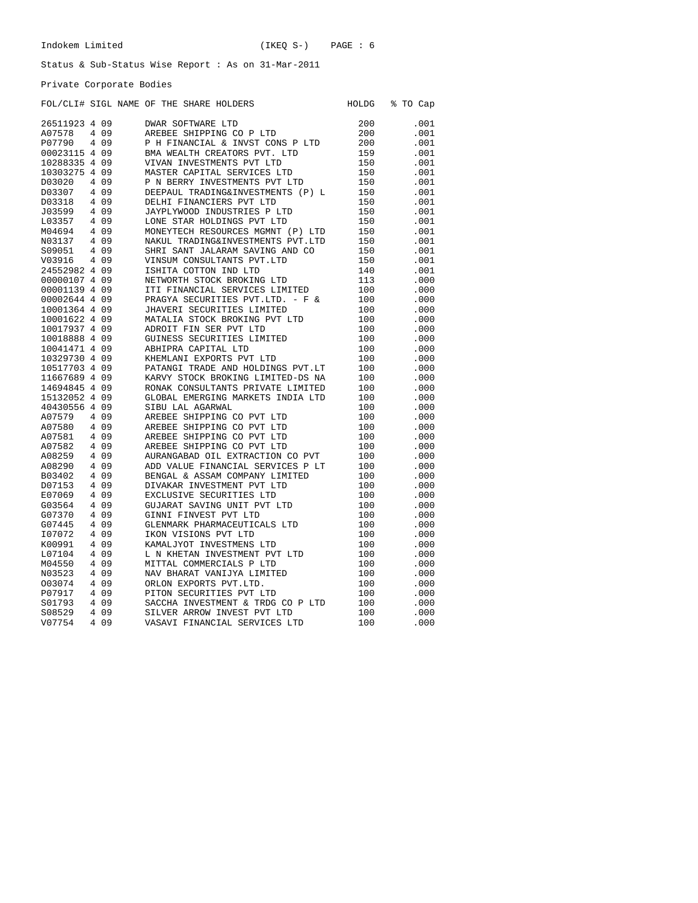Indokem Limited (IKEQ S-)

Status & Sub-Status Wise Report : As on 31-Mar-2011

Private Corporate Bodies

| FOL/CLI# | SIGL | NAME OF THE SHARE HOLDERS | HOLDG | % TO Cap |
|---|---|---|---|---|
| 26511923 | 4 09 | DWAR SOFTWARE LTD | 200 | .001 |
| A07578 | 4 09 | AREBEE SHIPPING CO P LTD | 200 | .001 |
| P07790 | 4 09 | P H FINANCIAL & INVST CONS P LTD | 200 | .001 |
| 00023115 | 4 09 | BMA WEALTH CREATORS PVT. LTD | 159 | .001 |
| 10288335 | 4 09 | VIVAN INVESTMENTS PVT LTD | 150 | .001 |
| 10303275 | 4 09 | MASTER CAPITAL SERVICES LTD | 150 | .001 |
| D03020 | 4 09 | P N BERRY INVESTMENTS PVT LTD | 150 | .001 |
| D03307 | 4 09 | DEEPAUL TRADING&INVESTMENTS (P) L | 150 | .001 |
| D03318 | 4 09 | DELHI FINANCIERS PVT LTD | 150 | .001 |
| J03599 | 4 09 | JAYPLYWOOD INDUSTRIES P LTD | 150 | .001 |
| L03357 | 4 09 | LONE STAR HOLDINGS PVT LTD | 150 | .001 |
| M04694 | 4 09 | MONEYTECH RESOURCES MGMNT (P) LTD | 150 | .001 |
| N03137 | 4 09 | NAKUL TRADING&INVESTMENTS PVT.LTD | 150 | .001 |
| S09051 | 4 09 | SHRI SANT JALARAM SAVING AND CO | 150 | .001 |
| V03916 | 4 09 | VINSUM CONSULTANTS PVT.LTD | 150 | .001 |
| 24552982 | 4 09 | ISHITA COTTON IND LTD | 140 | .001 |
| 00000107 | 4 09 | NETWORTH STOCK BROKING LTD | 113 | .000 |
| 00001139 | 4 09 | ITI FINANCIAL SERVICES LIMITED | 100 | .000 |
| 00002644 | 4 09 | PRAGYA SECURITIES PVT.LTD. - F & | 100 | .000 |
| 10001364 | 4 09 | JHAVERI SECURITIES LIMITED | 100 | .000 |
| 10001622 | 4 09 | MATALIA STOCK BROKING PVT LTD | 100 | .000 |
| 10017937 | 4 09 | ADROIT FIN SER PVT LTD | 100 | .000 |
| 10018888 | 4 09 | GUINESS SECURITIES LIMITED | 100 | .000 |
| 10041471 | 4 09 | ABHIPRA CAPITAL LTD | 100 | .000 |
| 10329730 | 4 09 | KHEMLANI EXPORTS PVT LTD | 100 | .000 |
| 10517703 | 4 09 | PATANGI TRADE AND HOLDINGS PVT.LT | 100 | .000 |
| 11667689 | 4 09 | KARVY STOCK BROKING LIMITED-DS NA | 100 | .000 |
| 14694845 | 4 09 | RONAK CONSULTANTS PRIVATE LIMITED | 100 | .000 |
| 15132052 | 4 09 | GLOBAL EMERGING MARKETS INDIA LTD | 100 | .000 |
| 40430556 | 4 09 | SIBU LAL AGARWAL | 100 | .000 |
| A07579 | 4 09 | AREBEE SHIPPING CO PVT LTD | 100 | .000 |
| A07580 | 4 09 | AREBEE SHIPPING CO PVT LTD | 100 | .000 |
| A07581 | 4 09 | AREBEE SHIPPING CO PVT LTD | 100 | .000 |
| A07582 | 4 09 | AREBEE SHIPPING CO PVT LTD | 100 | .000 |
| A08259 | 4 09 | AURANGABAD OIL EXTRACTION CO PVT | 100 | .000 |
| A08290 | 4 09 | ADD VALUE FINANCIAL SERVICES P LT | 100 | .000 |
| B03402 | 4 09 | BENGAL & ASSAM COMPANY LIMITED | 100 | .000 |
| D07153 | 4 09 | DIVAKAR INVESTMENT PVT LTD | 100 | .000 |
| E07069 | 4 09 | EXCLUSIVE SECURITIES LTD | 100 | .000 |
| G03564 | 4 09 | GUJARAT SAVING UNIT PVT LTD | 100 | .000 |
| G07370 | 4 09 | GINNI FINVEST PVT LTD | 100 | .000 |
| G07445 | 4 09 | GLENMARK PHARMACEUTICALS LTD | 100 | .000 |
| I07072 | 4 09 | IKON VISIONS PVT LTD | 100 | .000 |
| K00991 | 4 09 | KAMALJYOT INVESTMENS LTD | 100 | .000 |
| L07104 | 4 09 | L N KHETAN INVESTMENT PVT LTD | 100 | .000 |
| M04550 | 4 09 | MITTAL COMMERCIALS P LTD | 100 | .000 |
| N03523 | 4 09 | NAV BHARAT VANIJYA LIMITED | 100 | .000 |
| O03074 | 4 09 | ORLON EXPORTS PVT.LTD. | 100 | .000 |
| P07917 | 4 09 | PITON SECURITIES PVT LTD | 100 | .000 |
| S01793 | 4 09 | SACCHA INVESTMENT & TRDG CO P LTD | 100 | .000 |
| S08529 | 4 09 | SILVER ARROW INVEST PVT LTD | 100 | .000 |
| V07754 | 4 09 | VASAVI FINANCIAL SERVICES LTD | 100 | .000 |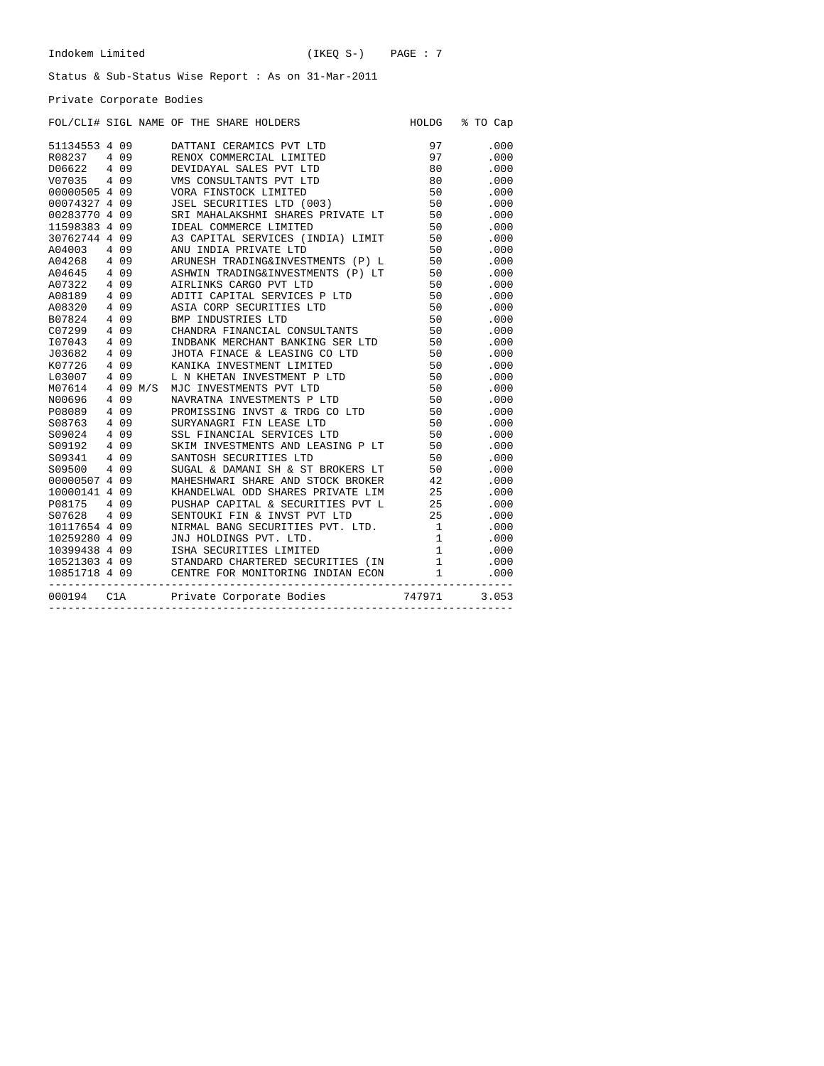Indokem Limited (IKEQ S-)

Status & Sub-Status Wise Report : As on 31-Mar-2011

Private Corporate Bodies

| FOL/CLI# | SIGL | NAME OF THE SHARE HOLDERS | HOLDG | % TO Cap |
|---|---|---|---|---|
| 51134553 | 4 09 | DATTANI CERAMICS PVT LTD | 97 | .000 |
| R08237 | 4 09 | RENOX COMMERCIAL LIMITED | 97 | .000 |
| D06622 | 4 09 | DEVIDAYAL SALES PVT LTD | 80 | .000 |
| V07035 | 4 09 | VMS CONSULTANTS PVT LTD | 80 | .000 |
| 00000505 | 4 09 | VORA FINSTOCK LIMITED | 50 | .000 |
| 00074327 | 4 09 | JSEL SECURITIES LTD (003) | 50 | .000 |
| 00283770 | 4 09 | SRI MAHALAKSHMI SHARES PRIVATE LT | 50 | .000 |
| 11598383 | 4 09 | IDEAL COMMERCE LIMITED | 50 | .000 |
| 30762744 | 4 09 | A3 CAPITAL SERVICES (INDIA) LIMIT | 50 | .000 |
| A04003 | 4 09 | ANU INDIA PRIVATE LTD | 50 | .000 |
| A04268 | 4 09 | ARUNESH TRADING&INVESTMENTS (P) L | 50 | .000 |
| A04645 | 4 09 | ASHWIN TRADING&INVESTMENTS (P) LT | 50 | .000 |
| A07322 | 4 09 | AIRLINKS CARGO PVT LTD | 50 | .000 |
| A08189 | 4 09 | ADITI CAPITAL SERVICES P LTD | 50 | .000 |
| A08320 | 4 09 | ASIA CORP SECURITIES LTD | 50 | .000 |
| B07824 | 4 09 | BMP INDUSTRIES LTD | 50 | .000 |
| C07299 | 4 09 | CHANDRA FINANCIAL CONSULTANTS | 50 | .000 |
| I07043 | 4 09 | INDBANK MERCHANT BANKING SER LTD | 50 | .000 |
| J03682 | 4 09 | JHOTA FINACE & LEASING CO LTD | 50 | .000 |
| K07726 | 4 09 | KANIKA INVESTMENT LIMITED | 50 | .000 |
| L03007 | 4 09 | L N KHETAN INVESTMENT P LTD | 50 | .000 |
| M07614 | 4 09 M/S | MJC INVESTMENTS PVT LTD | 50 | .000 |
| N00696 | 4 09 | NAVRATNA INVESTMENTS P LTD | 50 | .000 |
| P08089 | 4 09 | PROMISSING INVST & TRDG CO LTD | 50 | .000 |
| S08763 | 4 09 | SURYANAGRI FIN LEASE LTD | 50 | .000 |
| S09024 | 4 09 | SSL FINANCIAL SERVICES LTD | 50 | .000 |
| S09192 | 4 09 | SKIM INVESTMENTS AND LEASING P LT | 50 | .000 |
| S09341 | 4 09 | SANTOSH SECURITIES LTD | 50 | .000 |
| S09500 | 4 09 | SUGAL & DAMANI SH & ST BROKERS LT | 50 | .000 |
| 00000507 | 4 09 | MAHESHWARI SHARE AND STOCK BROKER | 42 | .000 |
| 10000141 | 4 09 | KHANDELWAL ODD SHARES PRIVATE LIM | 25 | .000 |
| P08175 | 4 09 | PUSHAP CAPITAL & SECURITIES PVT L | 25 | .000 |
| S07628 | 4 09 | SENTOUKI FIN & INVST PVT LTD | 25 | .000 |
| 10117654 | 4 09 | NIRMAL BANG SECURITIES PVT. LTD. | 1 | .000 |
| 10259280 | 4 09 | JNJ HOLDINGS PVT. LTD. | 1 | .000 |
| 10399438 | 4 09 | ISHA SECURITIES LIMITED | 1 | .000 |
| 10521303 | 4 09 | STANDARD CHARTERED SECURITIES (IN | 1 | .000 |
| 10851718 | 4 09 | CENTRE FOR MONITORING INDIAN ECON | 1 | .000 |
| 000194 | C1A | Private Corporate Bodies | 747971 | 3.053 |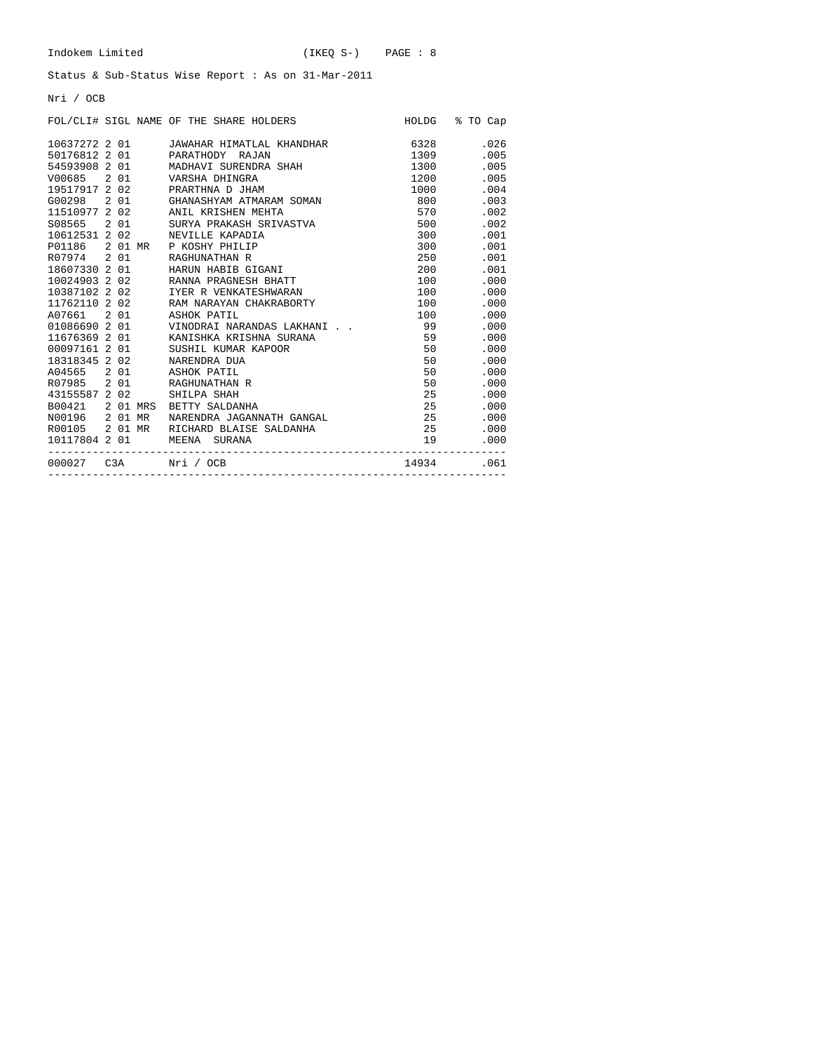Indokem Limited (IKEQ S-)

Status & Sub-Status Wise Report : As on 31-Mar-2011

Nri / OCB

| FOL/CLI# | SIGL | NAME OF THE SHARE HOLDERS | HOLDG | % TO Cap |
|---|---|---|---|---|
| 10637272 | 2 01 | JAWAHAR HIMATLAL KHANDHAR | 6328 | .026 |
| 50176812 | 2 01 | PARATHODY RAJAN | 1309 | .005 |
| 54593908 | 2 01 | MADHAVI SURENDRA SHAH | 1300 | .005 |
| V00685 | 2 01 | VARSHA DHINGRA | 1200 | .005 |
| 19517917 | 2 02 | PRARTHNA D JHAM | 1000 | .004 |
| G00298 | 2 01 | GHANASHYAM ATMARAM SOMAN | 800 | .003 |
| 11510977 | 2 02 | ANIL KRISHEN MEHTA | 570 | .002 |
| S08565 | 2 01 | SURYA PRAKASH SRIVASTVA | 500 | .002 |
| 10612531 | 2 02 | NEVILLE KAPADIA | 300 | .001 |
| P01186 | 2 01 MR | P KOSHY PHILIP | 300 | .001 |
| R07974 | 2 01 | RAGHUNATHAN R | 250 | .001 |
| 18607330 | 2 01 | HARUN HABIB GIGANI | 200 | .001 |
| 10024903 | 2 02 | RANNA PRAGNESH BHATT | 100 | .000 |
| 10387102 | 2 02 | IYER R VENKATESHWARAN | 100 | .000 |
| 11762110 | 2 02 | RAM NARAYAN CHAKRABORTY | 100 | .000 |
| A07661 | 2 01 | ASHOK PATIL | 100 | .000 |
| 01086690 | 2 01 | VINODRAI NARANDAS LAKHANI . . | 99 | .000 |
| 11676369 | 2 01 | KANISHKA KRISHNA SURANA | 59 | .000 |
| 00097161 | 2 01 | SUSHIL KUMAR KAPOOR | 50 | .000 |
| 18318345 | 2 02 | NARENDRA DUA | 50 | .000 |
| A04565 | 2 01 | ASHOK PATIL | 50 | .000 |
| R07985 | 2 01 | RAGHUNATHAN R | 50 | .000 |
| 43155587 | 2 02 | SHILPA SHAH | 25 | .000 |
| B00421 | 2 01 MRS | BETTY SALDANHA | 25 | .000 |
| N00196 | 2 01 MR | NARENDRA JAGANNATH GANGAL | 25 | .000 |
| R00105 | 2 01 MR | RICHARD BLAISE SALDANHA | 25 | .000 |
| 10117804 | 2 01 | MEENA SURANA | 19 | .000 |
| 000027 | C3A | Nri / OCB | 14934 | .061 |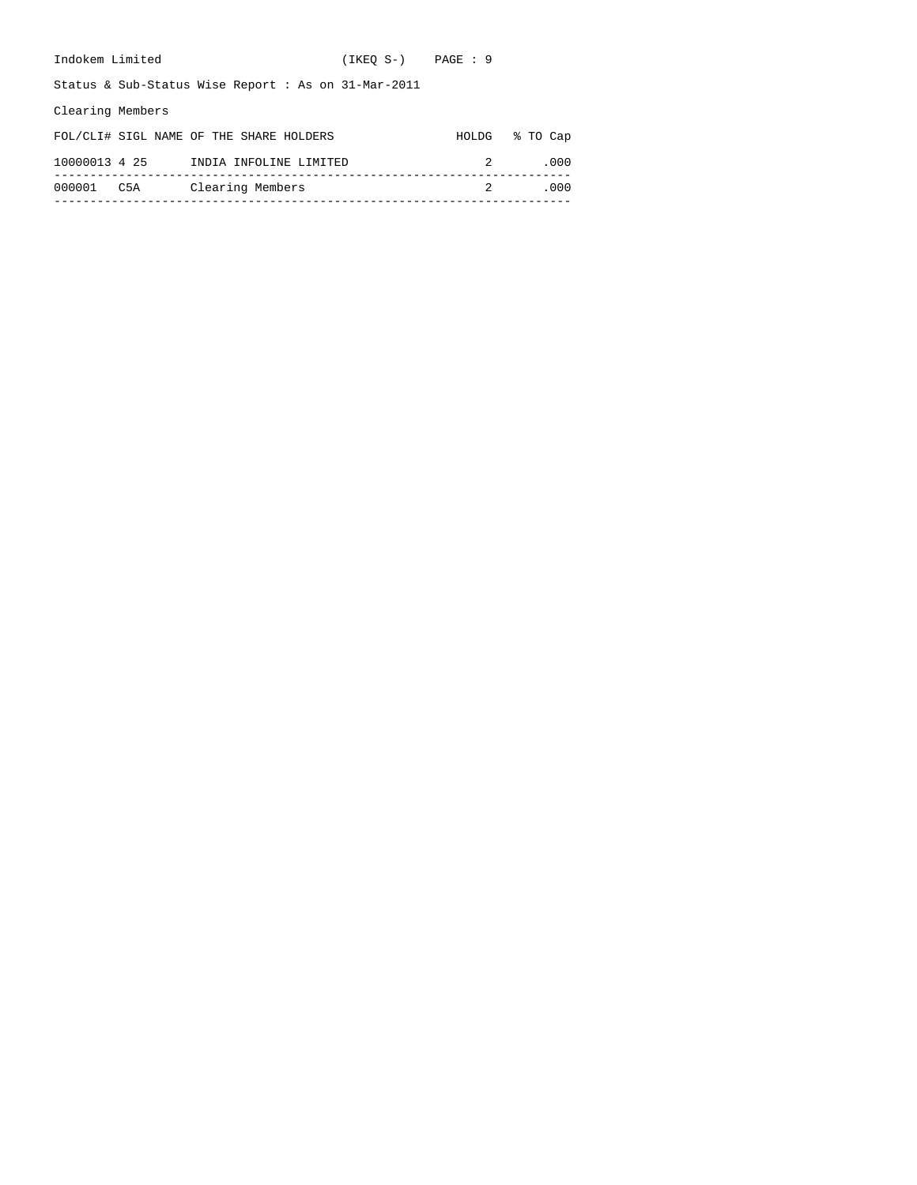Indokem Limited (IKEQ S-)

Status & Sub-Status Wise Report : As on 31-Mar-2011

Clearing Members

| FOL/CLI# | SIGL | NAME OF THE SHARE HOLDERS | HOLDG | % TO Cap |
|---|---|---|---|---|
| 10000013 | 4 25 | INDIA INFOLINE LIMITED | 2 | .000 |
| 000001 | C5A | Clearing Members | 2 | .000 |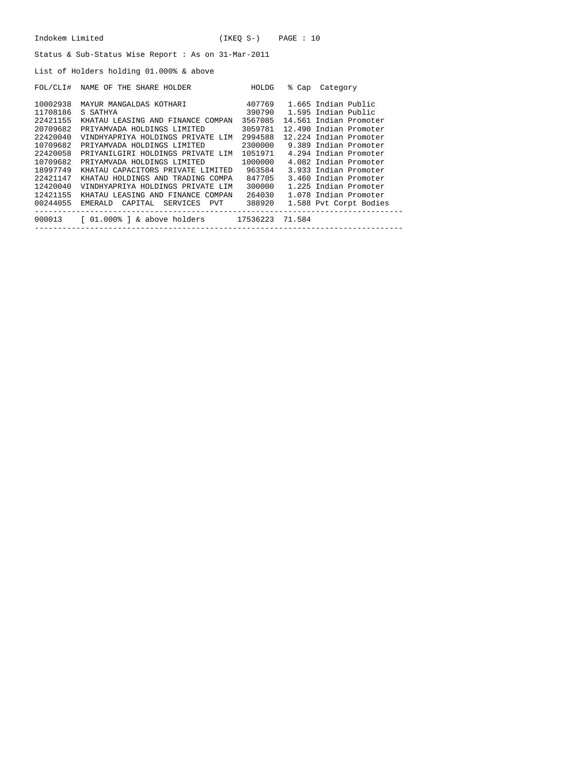Indokem Limited (IKEQ S-)

Status & Sub-Status Wise Report : As on 31-Mar-2011

List of Holders holding 01.000% & above

| FOL/CLI# | NAME OF THE SHARE HOLDER | HOLDG | % Cap | Category |
|---|---|---|---|---|
| 10002938 | MAYUR MANGALDAS KOTHARI | 407769 | 1.665 | Indian Public |
| 11708186 | S SATHYA | 390790 | 1.595 | Indian Public |
| 22421155 | KHATAU LEASING AND FINANCE COMPAN | 3567085 | 14.561 | Indian Promoter |
| 20709682 | PRIYAMVADA HOLDINGS LIMITED | 3059781 | 12.490 | Indian Promoter |
| 22420040 | VINDHYAPRIYA HOLDINGS PRIVATE LIM | 2994588 | 12.224 | Indian Promoter |
| 10709682 | PRIYAMVADA HOLDINGS LIMITED | 2300000 | 9.389 | Indian Promoter |
| 22420058 | PRIYANILGIRI HOLDINGS PRIVATE LIM | 1051971 | 4.294 | Indian Promoter |
| 10709682 | PRIYAMVADA HOLDINGS LIMITED | 1000000 | 4.082 | Indian Promoter |
| 18997749 | KHATAU CAPACITORS PRIVATE LIMITED | 963584 | 3.933 | Indian Promoter |
| 22421147 | KHATAU HOLDINGS AND TRADING COMPA | 847705 | 3.460 | Indian Promoter |
| 12420040 | VINDHYAPRIYA HOLDINGS PRIVATE LIM | 300000 | 1.225 | Indian Promoter |
| 12421155 | KHATAU LEASING AND FINANCE COMPAN | 264030 | 1.078 | Indian Promoter |
| 00244055 | EMERALD CAPITAL SERVICES PVT | 388920 | 1.588 | Pvt Corpt Bodies |
| 000013 | [ 01.000% ] & above holders | 17536223 | 71.584 | |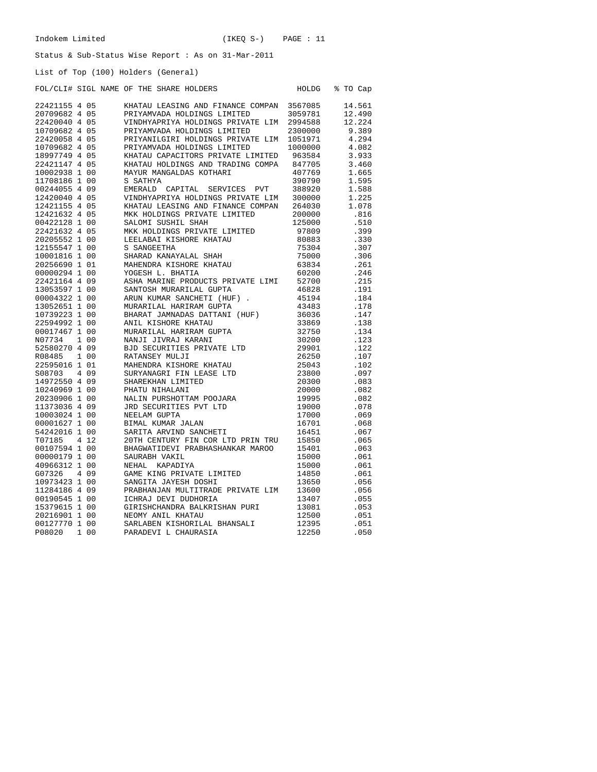Indokem Limited (IKEQ S-)

Status & Sub-Status Wise Report : As on 31-Mar-2011

List of Top (100) Holders (General)

| FOL/CLI# | SIGL | NAME OF THE SHARE HOLDERS | HOLDG | % TO Cap |
|---|---|---|---|---|
| 22421155 | 4 05 | KHATAU LEASING AND FINANCE COMPAN | 3567085 | 14.561 |
| 20709682 | 4 05 | PRIYAMVADA HOLDINGS LIMITED | 3059781 | 12.490 |
| 22420040 | 4 05 | VINDHYAPRIYA HOLDINGS PRIVATE LIM | 2994588 | 12.224 |
| 10709682 | 4 05 | PRIYAMVADA HOLDINGS LIMITED | 2300000 | 9.389 |
| 22420058 | 4 05 | PRIYANILGIRI HOLDINGS PRIVATE LIM | 1051971 | 4.294 |
| 10709682 | 4 05 | PRIYAMVADA HOLDINGS LIMITED | 1000000 | 4.082 |
| 18997749 | 4 05 | KHATAU CAPACITORS PRIVATE LIMITED | 963584 | 3.933 |
| 22421147 | 4 05 | KHATAU HOLDINGS AND TRADING COMPA | 847705 | 3.460 |
| 10002938 | 1 00 | MAYUR MANGALDAS KOTHARI | 407769 | 1.665 |
| 11708186 | 1 00 | S SATHYA | 390790 | 1.595 |
| 00244055 | 4 09 | EMERALD CAPITAL SERVICES PVT | 388920 | 1.588 |
| 12420040 | 4 05 | VINDHYAPRIYA HOLDINGS PRIVATE LIM | 300000 | 1.225 |
| 12421155 | 4 05 | KHATAU LEASING AND FINANCE COMPAN | 264030 | 1.078 |
| 12421632 | 4 05 | MKK HOLDINGS PRIVATE LIMITED | 200000 | .816 |
| 00422128 | 1 00 | SALOMI SUSHIL SHAH | 125000 | .510 |
| 22421632 | 4 05 | MKK HOLDINGS PRIVATE LIMITED | 97809 | .399 |
| 20205552 | 1 00 | LEELABAI KISHORE KHATAU | 80883 | .330 |
| 12155547 | 1 00 | S SANGEETHA | 75304 | .307 |
| 10001816 | 1 00 | SHARAD KANAYALAL SHAH | 75000 | .306 |
| 20256690 | 1 01 | MAHENDRA KISHORE KHATAU | 63834 | .261 |
| 00000294 | 1 00 | YOGESH L. BHATIA | 60200 | .246 |
| 22421164 | 4 09 | ASHA MARINE PRODUCTS PRIVATE LIMI | 52700 | .215 |
| 13053597 | 1 00 | SANTOSH MURARILAL GUPTA | 46828 | .191 |
| 00004322 | 1 00 | ARUN KUMAR SANCHETI (HUF) . | 45194 | .184 |
| 13052651 | 1 00 | MURARILAL HARIRAM GUPTA | 43483 | .178 |
| 10739223 | 1 00 | BHARAT JAMNADAS DATTANI (HUF) | 36036 | .147 |
| 22594992 | 1 00 | ANIL KISHORE KHATAU | 33869 | .138 |
| 00017467 | 1 00 | MURARILAL HARIRAM GUPTA | 32750 | .134 |
| N07734 | 1 00 | NANJI JIVRAJ KARANI | 30200 | .123 |
| 52580270 | 4 09 | BJD SECURITIES PRIVATE LTD | 29901 | .122 |
| R08485 | 1 00 | RATANSEY MULJI | 26250 | .107 |
| 22595016 | 1 01 | MAHENDRA KISHORE KHATAU | 25043 | .102 |
| S08703 | 4 09 | SURYANAGRI FIN LEASE LTD | 23800 | .097 |
| 14972550 | 4 09 | SHAREKHAN LIMITED | 20300 | .083 |
| 10240969 | 1 00 | PHATU NIHALANI | 20000 | .082 |
| 20230906 | 1 00 | NALIN PURSHOTTAM POOJARA | 19995 | .082 |
| 11373036 | 4 09 | JRD SECURITIES PVT LTD | 19000 | .078 |
| 10003024 | 1 00 | NEELAM GUPTA | 17000 | .069 |
| 00001627 | 1 00 | BIMAL KUMAR JALAN | 16701 | .068 |
| 54242016 | 1 00 | SARITA ARVIND SANCHETI | 16451 | .067 |
| T07185 | 4 12 | 20TH CENTURY FIN COR LTD PRIN TRU | 15850 | .065 |
| 00107594 | 1 00 | BHAGWATIDEVI PRABHASHANKAR MAROO | 15401 | .063 |
| 00000179 | 1 00 | SAURABH VAKIL | 15000 | .061 |
| 40966312 | 1 00 | NEHAL KAPADIYA | 15000 | .061 |
| G07326 | 4 09 | GAME KING PRIVATE LIMITED | 14850 | .061 |
| 10973423 | 1 00 | SANGITA JAYESH DOSHI | 13650 | .056 |
| 11284186 | 4 09 | PRABHANJAN MULTITRADE PRIVATE LIM | 13600 | .056 |
| 00190545 | 1 00 | ICHRAJ DEVI DUDHORIA | 13407 | .055 |
| 15379615 | 1 00 | GIRISHCHANDRA BALKRISHAN PURI | 13081 | .053 |
| 20216901 | 1 00 | NEOMY ANIL KHATAU | 12500 | .051 |
| 00127770 | 1 00 | SARLABEN KISHORILAL BHANSALI | 12395 | .051 |
| P08020 | 1 00 | PARADEVI L CHAURASIA | 12250 | .050 |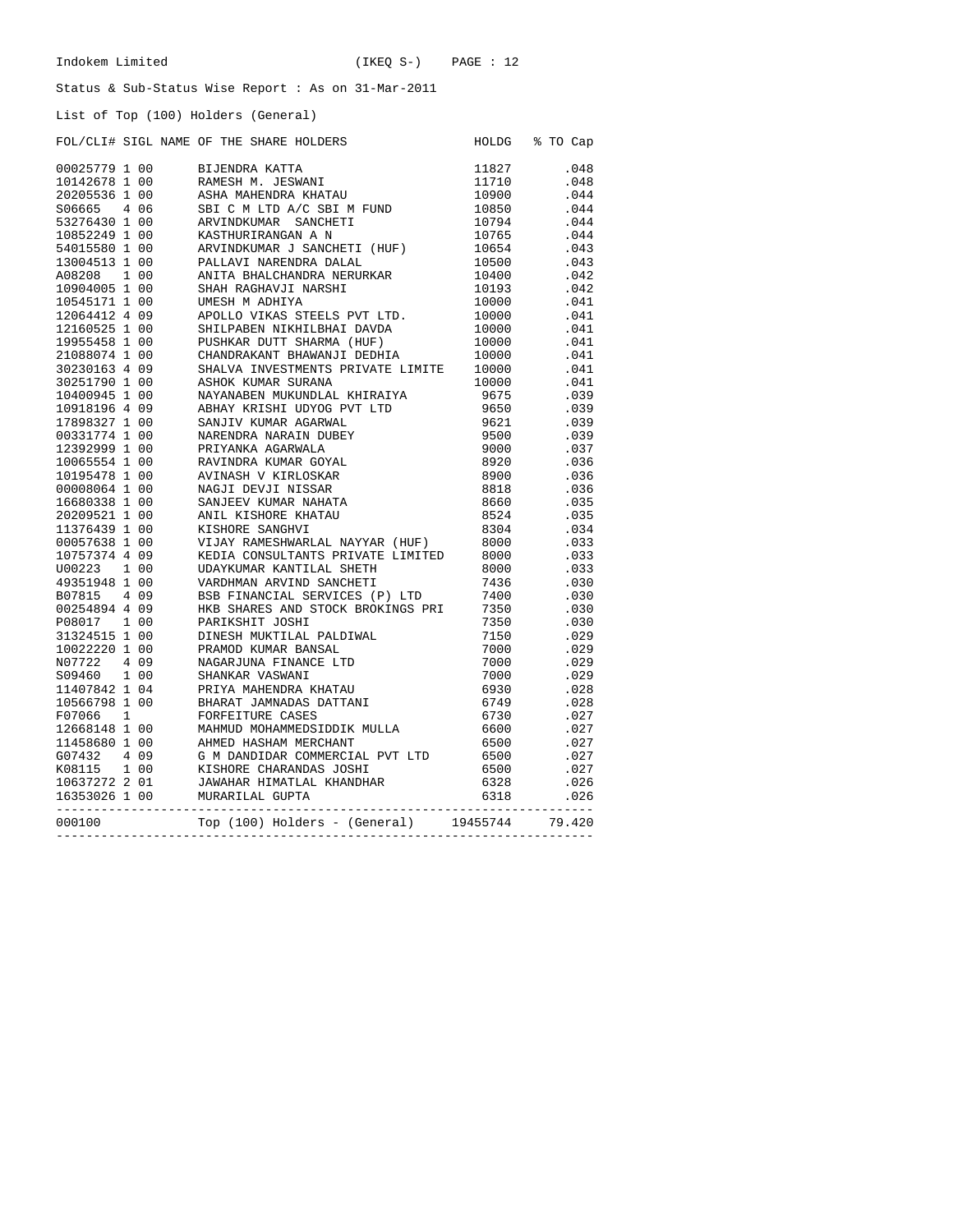Indokem Limited (IKEQ S-)

Status & Sub-Status Wise Report : As on 31-Mar-2011

List of Top (100) Holders (General)

| FOL/CLI# | SIGL | NAME OF THE SHARE HOLDERS | HOLDG | % TO Cap |
|---|---|---|---|---|
| 00025779 | 1 00 | BIJENDRA KATTA | 11827 | .048 |
| 10142678 | 1 00 | RAMESH M. JESWANI | 11710 | .048 |
| 20205536 | 1 00 | ASHA MAHENDRA KHATAU | 10900 | .044 |
| S06665 | 4 06 | SBI C M LTD A/C SBI M FUND | 10850 | .044 |
| 53276430 | 1 00 | ARVINDKUMAR SANCHETI | 10794 | .044 |
| 10852249 | 1 00 | KASTHURIRANGAN A N | 10765 | .044 |
| 54015580 | 1 00 | ARVINDKUMAR J SANCHETI (HUF) | 10654 | .043 |
| 13004513 | 1 00 | PALLAVI NARENDRA DALAL | 10500 | .043 |
| A08208 | 1 00 | ANITA BHALCHANDRA NERURKAR | 10400 | .042 |
| 10904005 | 1 00 | SHAH RAGHAVJI NARSHI | 10193 | .042 |
| 10545171 | 1 00 | UMESH M ADHIYA | 10000 | .041 |
| 12064412 | 4 09 | APOLLO VIKAS STEELS PVT LTD. | 10000 | .041 |
| 12160525 | 1 00 | SHILPABEN NIKHILBHAI DAVDA | 10000 | .041 |
| 19955458 | 1 00 | PUSHKAR DUTT SHARMA (HUF) | 10000 | .041 |
| 21088074 | 1 00 | CHANDRAKANT BHAWANJI DEDHIA | 10000 | .041 |
| 30230163 | 4 09 | SHALVA INVESTMENTS PRIVATE LIMITE | 10000 | .041 |
| 30251790 | 1 00 | ASHOK KUMAR SURANA | 10000 | .041 |
| 10400945 | 1 00 | NAYANABEN MUKUNDLAL KHIRAIYA | 9675 | .039 |
| 10918196 | 4 09 | ABHAY KRISHI UDYOG PVT LTD | 9650 | .039 |
| 17898327 | 1 00 | SANJIV KUMAR AGARWAL | 9621 | .039 |
| 00331774 | 1 00 | NARENDRA NARAIN DUBEY | 9500 | .039 |
| 12392999 | 1 00 | PRIYANKA AGARWALA | 9000 | .037 |
| 10065554 | 1 00 | RAVINDRA KUMAR GOYAL | 8920 | .036 |
| 10195478 | 1 00 | AVINASH V KIRLOSKAR | 8900 | .036 |
| 00008064 | 1 00 | NAGJI DEVJI NISSAR | 8818 | .036 |
| 16680338 | 1 00 | SANJEEV KUMAR NAHATA | 8660 | .035 |
| 20209521 | 1 00 | ANIL KISHORE KHATAU | 8524 | .035 |
| 11376439 | 1 00 | KISHORE SANGHVI | 8304 | .034 |
| 00057638 | 1 00 | VIJAY RAMESHWARLAL NAYYAR (HUF) | 8000 | .033 |
| 10757374 | 4 09 | KEDIA CONSULTANTS PRIVATE LIMITED | 8000 | .033 |
| U00223 | 1 00 | UDAYKUMAR KANTILAL SHETH | 8000 | .033 |
| 49351948 | 1 00 | VARDHMAN ARVIND SANCHETI | 7436 | .030 |
| B07815 | 4 09 | BSB FINANCIAL SERVICES (P) LTD | 7400 | .030 |
| 00254894 | 4 09 | HKB SHARES AND STOCK BROKINGS PRI | 7350 | .030 |
| P08017 | 1 00 | PARIKSHIT JOSHI | 7350 | .030 |
| 31324515 | 1 00 | DINESH MUKTILAL PALDIWAL | 7150 | .029 |
| 10022220 | 1 00 | PRAMOD KUMAR BANSAL | 7000 | .029 |
| N07722 | 4 09 | NAGARJUNA FINANCE LTD | 7000 | .029 |
| S09460 | 1 00 | SHANKAR VASWANI | 7000 | .029 |
| 11407842 | 1 04 | PRIYA MAHENDRA KHATAU | 6930 | .028 |
| 10566798 | 1 00 | BHARAT JAMNADAS DATTANI | 6749 | .028 |
| F07066 | 1 | FORFEITURE CASES | 6730 | .027 |
| 12668148 | 1 00 | MAHMUD MOHAMMEDSIDDIK MULLA | 6600 | .027 |
| 11458680 | 1 00 | AHMED HASHAM MERCHANT | 6500 | .027 |
| G07432 | 4 09 | G M DANDIDAR COMMERCIAL PVT LTD | 6500 | .027 |
| K08115 | 1 00 | KISHORE CHARANDAS JOSHI | 6500 | .027 |
| 10637272 | 2 01 | JAWAHAR HIMATLAL KHANDHAR | 6328 | .026 |
| 16353026 | 1 00 | MURARILAL GUPTA | 6318 | .026 |
| 000100 | | Top (100) Holders - (General) | 19455744 | 79.420 |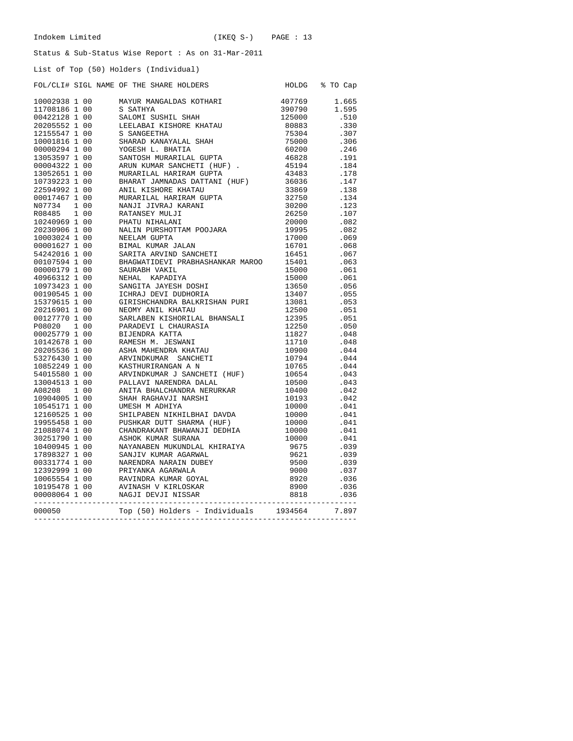Indokem Limited (IKEQ S-) PAGE : 13

Status & Sub-Status Wise Report : As on 31-Mar-2011

List of Top (50) Holders (Individual)

| FOL/CLI# | SIGL | NAME OF THE SHARE HOLDERS | HOLDG | % TO Cap |
|---|---|---|---|---|
| 10002938 | 1 00 | MAYUR MANGALDAS KOTHARI | 407769 | 1.665 |
| 11708186 | 1 00 | S SATHYA | 390790 | 1.595 |
| 00422128 | 1 00 | SALOMI SUSHIL SHAH | 125000 | .510 |
| 20205552 | 1 00 | LEELABAI KISHORE KHATAU | 80883 | .330 |
| 12155547 | 1 00 | S SANGEETHA | 75304 | .307 |
| 10001816 | 1 00 | SHARAD KANAYALAL SHAH | 75000 | .306 |
| 00000294 | 1 00 | YOGESH L. BHATIA | 60200 | .246 |
| 13053597 | 1 00 | SANTOSH MURARILAL GUPTA | 46828 | .191 |
| 00004322 | 1 00 | ARUN KUMAR SANCHETI (HUF) . | 45194 | .184 |
| 13052651 | 1 00 | MURARILAL HARIRAM GUPTA | 43483 | .178 |
| 10739223 | 1 00 | BHARAT JAMNADAS DATTANI (HUF) | 36036 | .147 |
| 22594992 | 1 00 | ANIL KISHORE KHATAU | 33869 | .138 |
| 00017467 | 1 00 | MURARILAL HARIRAM GUPTA | 32750 | .134 |
| N07734 | 1 00 | NANJI JIVRAJ KARANI | 30200 | .123 |
| R08485 | 1 00 | RATANSEY MULJI | 26250 | .107 |
| 10240969 | 1 00 | PHATU NIHALANI | 20000 | .082 |
| 20230906 | 1 00 | NALIN PURSHOTTAM POOJARA | 19995 | .082 |
| 10003024 | 1 00 | NEELAM GUPTA | 17000 | .069 |
| 00001627 | 1 00 | BIMAL KUMAR JALAN | 16701 | .068 |
| 54242016 | 1 00 | SARITA ARVIND SANCHETI | 16451 | .067 |
| 00107594 | 1 00 | BHAGWATIDEVI PRABHASHANKAR MAROO | 15401 | .063 |
| 00000179 | 1 00 | SAURABH VAKIL | 15000 | .061 |
| 40966312 | 1 00 | NEHAL KAPADIYA | 15000 | .061 |
| 10973423 | 1 00 | SANGITA JAYESH DOSHI | 13650 | .056 |
| 00190545 | 1 00 | ICHRAJ DEVI DUDHORIA | 13407 | .055 |
| 15379615 | 1 00 | GIRISHCHANDRA BALKRISHAN PURI | 13081 | .053 |
| 20216901 | 1 00 | NEOMY ANIL KHATAU | 12500 | .051 |
| 00127770 | 1 00 | SARLABEN KISHORILAL BHANSALI | 12395 | .051 |
| P08020 | 1 00 | PARADEVI L CHAURASIA | 12250 | .050 |
| 00025779 | 1 00 | BIJENDRA KATTA | 11827 | .048 |
| 10142678 | 1 00 | RAMESH M. JESWANI | 11710 | .048 |
| 20205536 | 1 00 | ASHA MAHENDRA KHATAU | 10900 | .044 |
| 53276430 | 1 00 | ARVINDKUMAR SANCHETI | 10794 | .044 |
| 10852249 | 1 00 | KASTHURIRANGAN A N | 10765 | .044 |
| 54015580 | 1 00 | ARVINDKUMAR J SANCHETI (HUF) | 10654 | .043 |
| 13004513 | 1 00 | PALLAVI NARENDRA DALAL | 10500 | .043 |
| A08208 | 1 00 | ANITA BHALCHANDRA NERURKAR | 10400 | .042 |
| 10904005 | 1 00 | SHAH RAGHAVJI NARSHI | 10193 | .042 |
| 10545171 | 1 00 | UMESH M ADHIYA | 10000 | .041 |
| 12160525 | 1 00 | SHILPABEN NIKHILBHAI DAVDA | 10000 | .041 |
| 19955458 | 1 00 | PUSHKAR DUTT SHARMA (HUF) | 10000 | .041 |
| 21088074 | 1 00 | CHANDRAKANT BHAWANJI DEDHIA | 10000 | .041 |
| 30251790 | 1 00 | ASHOK KUMAR SURANA | 10000 | .041 |
| 10400945 | 1 00 | NAYANABEN MUKUNDLAL KHIRAIYA | 9675 | .039 |
| 17898327 | 1 00 | SANJIV KUMAR AGARWAL | 9621 | .039 |
| 00331774 | 1 00 | NARENDRA NARAIN DUBEY | 9500 | .039 |
| 12392999 | 1 00 | PRIYANKA AGARWALA | 9000 | .037 |
| 10065554 | 1 00 | RAVINDRA KUMAR GOYAL | 8920 | .036 |
| 10195478 | 1 00 | AVINASH V KIRLOSKAR | 8900 | .036 |
| 00008064 | 1 00 | NAGJI DEVJI NISSAR | 8818 | .036 |
| 000050 | | Top (50) Holders - Individuals | 1934564 | 7.897 |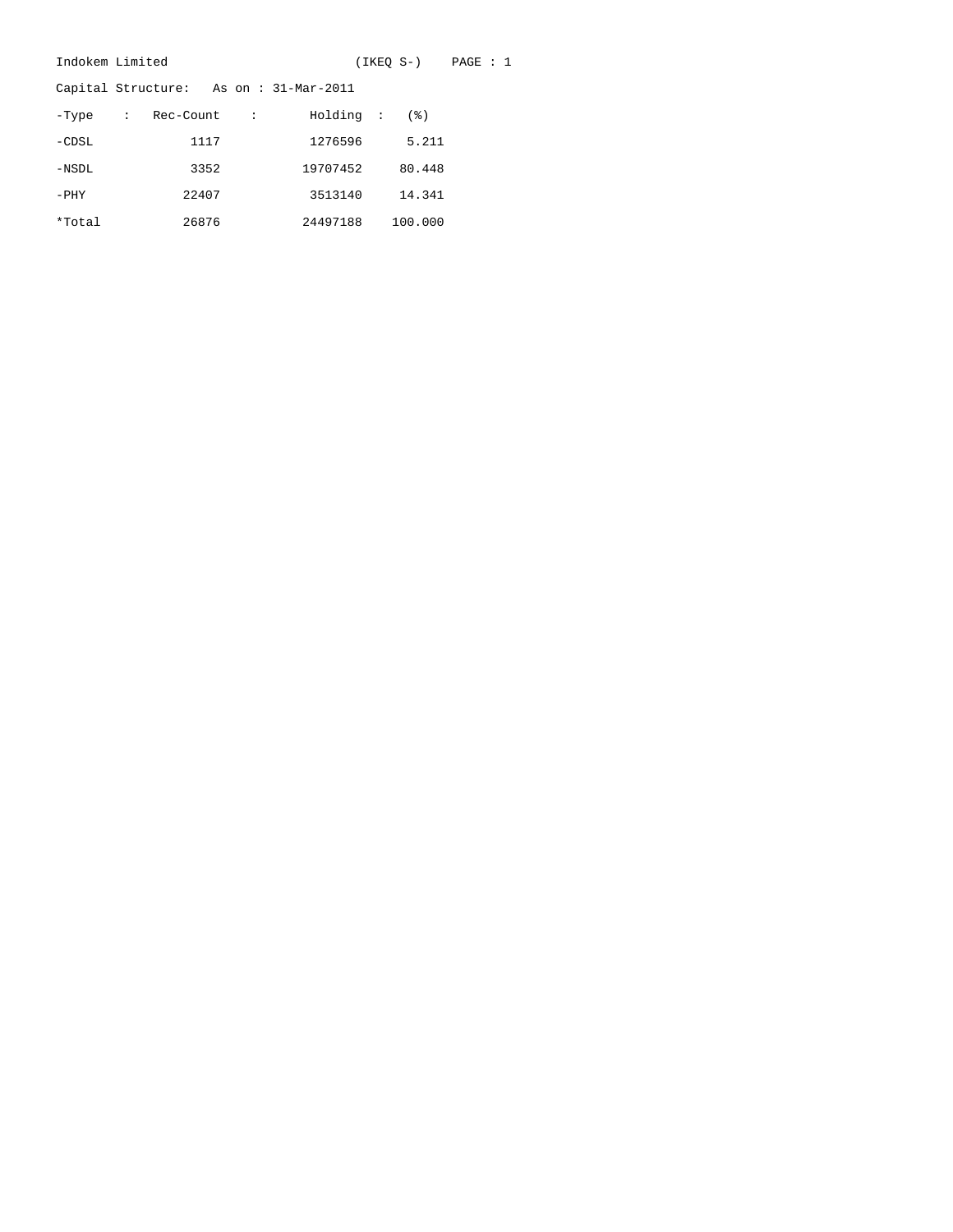Indokem Limited (IKEQ S-) PAGE : 1

Capital Structure: As on : 31-Mar-2011

| -Type | Rec-Count | Holding | (%) |
|---|---|---|---|
| -CDSL | 1117 | 1276596 | 5.211 |
| -NSDL | 3352 | 19707452 | 80.448 |
| -PHY | 22407 | 3513140 | 14.341 |
| *Total | 26876 | 24497188 | 100.000 |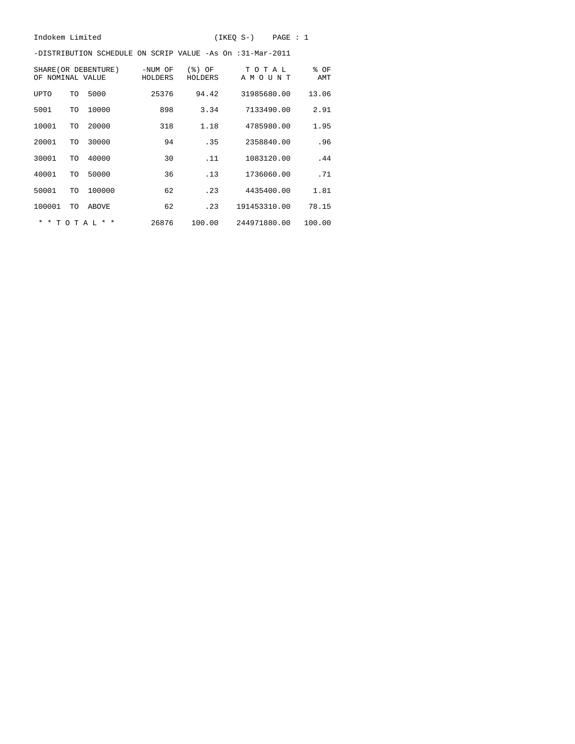Indokem Limited (IKEQ S-)

-DISTRIBUTION SCHEDULE ON SCRIP VALUE -As On :31-Mar-2011

| SHARE(OR DEBENTURE) OF NOMINAL VALUE | | | -NUM OF HOLDERS | (%) OF HOLDERS | T O T A L A M O U N T | % OF AMT |
|---|---|---|---|---|---|---|
| UPTO | TO | 5000 | 25376 | 94.42 | 31985680.00 | 13.06 |
| 5001 | TO | 10000 | 898 | 3.34 | 7133490.00 | 2.91 |
| 10001 | TO | 20000 | 318 | 1.18 | 4785980.00 | 1.95 |
| 20001 | TO | 30000 | 94 | .35 | 2358840.00 | .96 |
| 30001 | TO | 40000 | 30 | .11 | 1083120.00 | .44 |
| 40001 | TO | 50000 | 36 | .13 | 1736060.00 | .71 |
| 50001 | TO | 100000 | 62 | .23 | 4435400.00 | 1.81 |
| 100001 | TO | ABOVE | 62 | .23 | 191453310.00 | 78.15 |
| * * T O T A L * * | | | 26876 | 100.00 | 244971880.00 | 100.00 |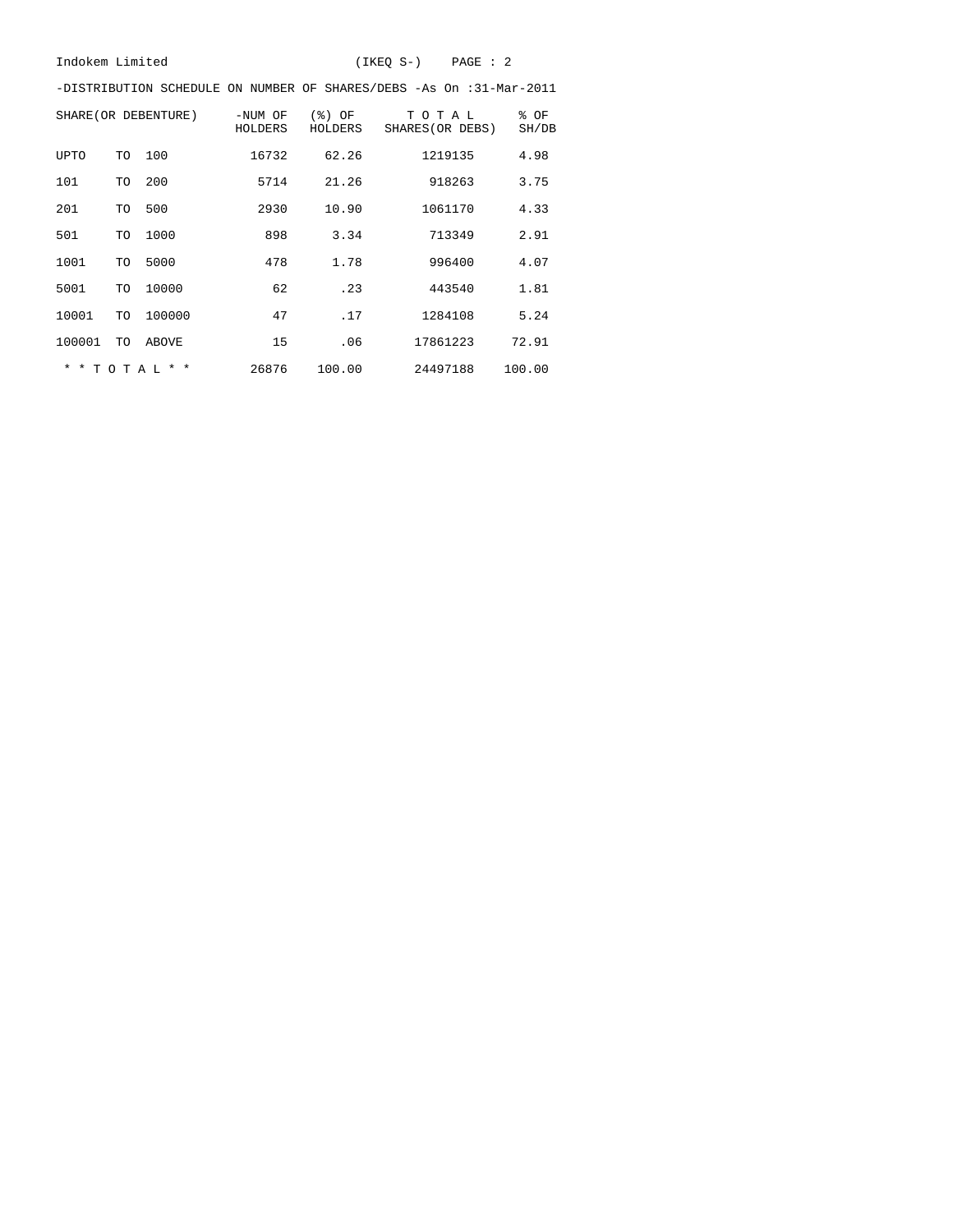Indokem Limited (IKEQ S-) PAGE : 2

-DISTRIBUTION SCHEDULE ON NUMBER OF SHARES/DEBS -As On :31-Mar-2011

| SHARE(OR DEBENTURE) | -NUM OF HOLDERS | (%) OF HOLDERS | T O T A L SHARES(OR DEBS) | % OF SH/DB |
|---|---|---|---|---|
| UPTO TO 100 | 16732 | 62.26 | 1219135 | 4.98 |
| 101 TO 200 | 5714 | 21.26 | 918263 | 3.75 |
| 201 TO 500 | 2930 | 10.90 | 1061170 | 4.33 |
| 501 TO 1000 | 898 | 3.34 | 713349 | 2.91 |
| 1001 TO 5000 | 478 | 1.78 | 996400 | 4.07 |
| 5001 TO 10000 | 62 | .23 | 443540 | 1.81 |
| 10001 TO 100000 | 47 | .17 | 1284108 | 5.24 |
| 100001 TO ABOVE | 15 | .06 | 17861223 | 72.91 |
| * * T O T A L * * | 26876 | 100.00 | 24497188 | 100.00 |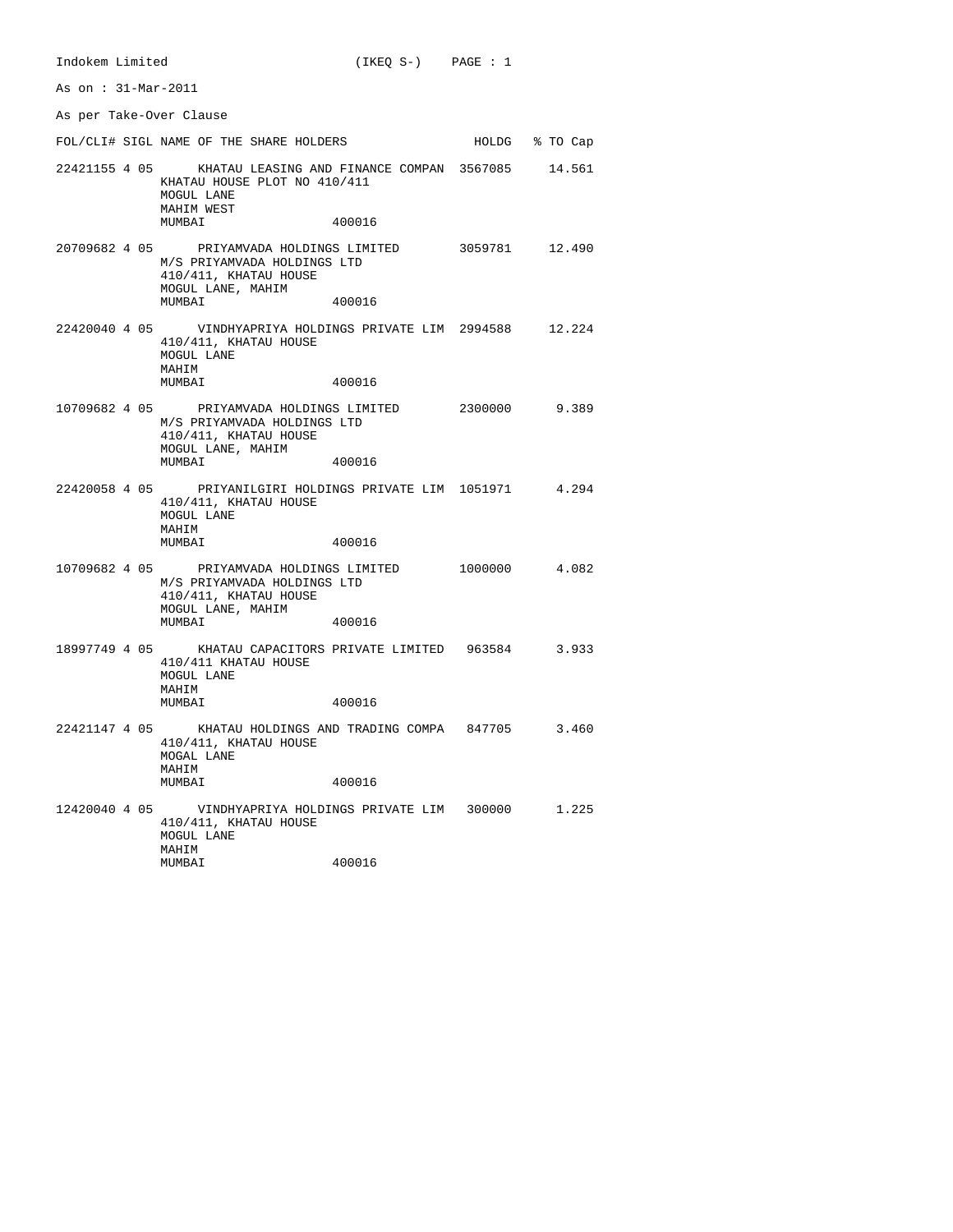Indokem Limited (IKEQ S-)

As on : 31-Mar-2011

As per Take-Over Clause

| FOL/CLI# | SIGL | NAME OF THE SHARE HOLDERS | HOLDG | % TO Cap |
|---|---|---|---|---|
| 22421155 | 4 05 | KHATAU LEASING AND FINANCE COMPAN<br>KHATAU HOUSE PLOT NO 410/411<br>MOGUL LANE<br>MAHIM WEST<br>MUMBAI 400016 | 3567085 | 14.561 |
| 20709682 | 4 05 | PRIYAMVADA HOLDINGS LIMITED<br>M/S PRIYAMVADA HOLDINGS LTD<br>410/411, KHATAU HOUSE<br>MOGUL LANE, MAHIM<br>MUMBAI 400016 | 3059781 | 12.490 |
| 22420040 | 4 05 | VINDHYAPRIYA HOLDINGS PRIVATE LIM<br>410/411, KHATAU HOUSE<br>MOGUL LANE<br>MAHIM<br>MUMBAI 400016 | 2994588 | 12.224 |
| 10709682 | 4 05 | PRIYAMVADA HOLDINGS LIMITED<br>M/S PRIYAMVADA HOLDINGS LTD<br>410/411, KHATAU HOUSE<br>MOGUL LANE, MAHIM<br>MUMBAI 400016 | 2300000 | 9.389 |
| 22420058 | 4 05 | PRIYANILGIRI HOLDINGS PRIVATE LIM<br>410/411, KHATAU HOUSE<br>MOGUL LANE<br>MAHIM<br>MUMBAI 400016 | 1051971 | 4.294 |
| 10709682 | 4 05 | PRIYAMVADA HOLDINGS LIMITED<br>M/S PRIYAMVADA HOLDINGS LTD<br>410/411, KHATAU HOUSE<br>MOGUL LANE, MAHIM<br>MUMBAI 400016 | 1000000 | 4.082 |
| 18997749 | 4 05 | KHATAU CAPACITORS PRIVATE LIMITED<br>410/411 KHATAU HOUSE<br>MOGUL LANE<br>MAHIM<br>MUMBAI 400016 | 963584 | 3.933 |
| 22421147 | 4 05 | KHATAU HOLDINGS AND TRADING COMPA<br>410/411, KHATAU HOUSE<br>MOGAL LANE<br>MAHIM<br>MUMBAI 400016 | 847705 | 3.460 |
| 12420040 | 4 05 | VINDHYAPRIYA HOLDINGS PRIVATE LIM<br>410/411, KHATAU HOUSE<br>MOGUL LANE<br>MAHIM<br>MUMBAI 400016 | 300000 | 1.225 |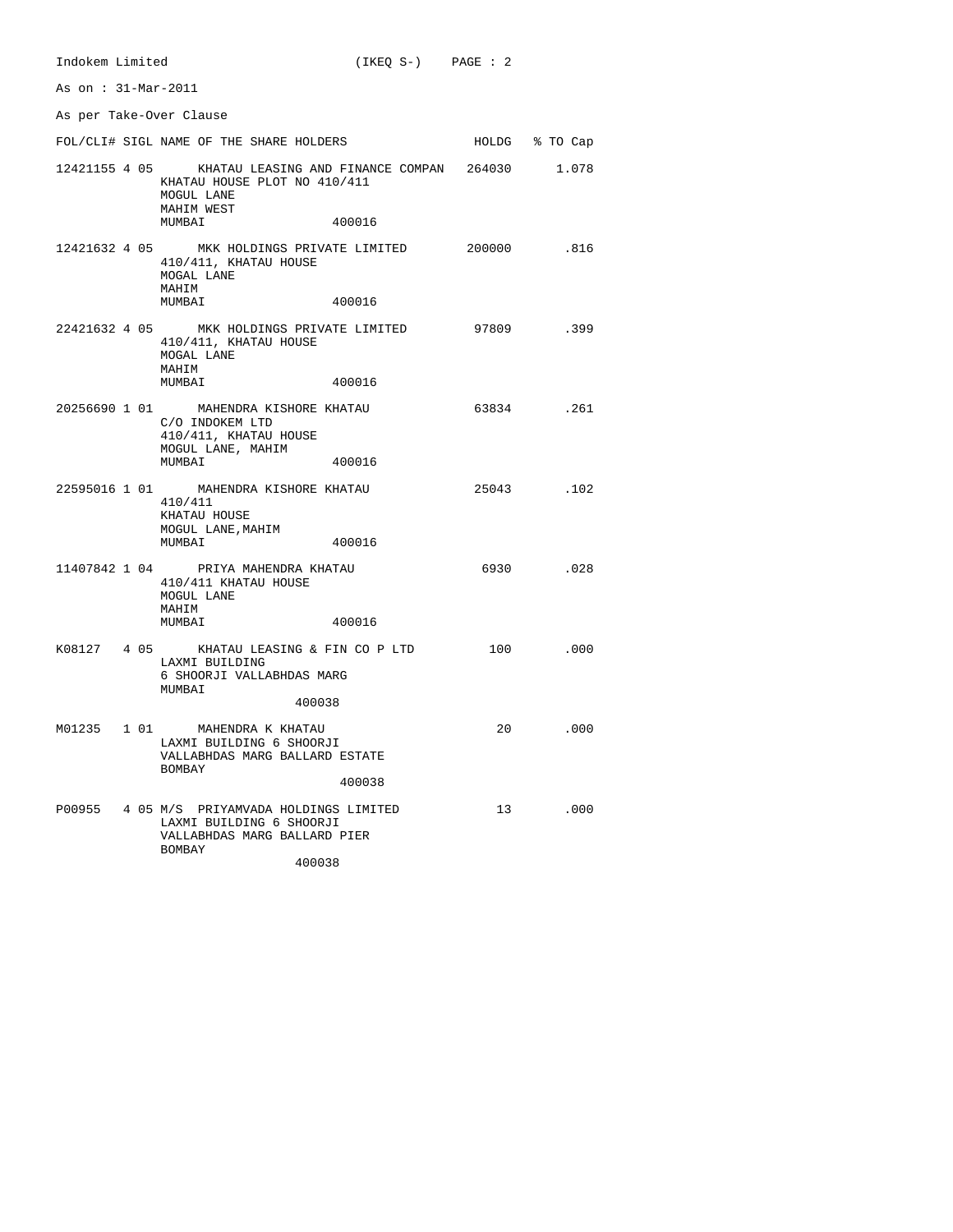Indokem Limited (IKEQ S-)

As on : 31-Mar-2011

As per Take-Over Clause

| FOL/CLI# | SIGL | NAME OF THE SHARE HOLDERS | HOLDG | % TO Cap |
|---|---|---|---|---|
| 12421155 | 4 05 | KHATAU LEASING AND FINANCE COMPAN<br>KHATAU HOUSE PLOT NO 410/411<br>MOGUL LANE<br>MAHIM WEST<br>MUMBAI 400016 | 264030 | 1.078 |
| 12421632 | 4 05 | MKK HOLDINGS PRIVATE LIMITED<br>410/411, KHATAU HOUSE<br>MOGAL LANE<br>MAHIM<br>MUMBAI 400016 | 200000 | .816 |
| 22421632 | 4 05 | MKK HOLDINGS PRIVATE LIMITED<br>410/411, KHATAU HOUSE<br>MOGAL LANE<br>MAHIM<br>MUMBAI 400016 | 97809 | .399 |
| 20256690 | 1 01 | MAHENDRA KISHORE KHATAU<br>C/O INDOKEM LTD<br>410/411, KHATAU HOUSE<br>MOGUL LANE, MAHIM<br>MUMBAI 400016 | 63834 | .261 |
| 22595016 | 1 01 | MAHENDRA KISHORE KHATAU<br>410/411<br>KHATAU HOUSE<br>MOGUL LANE,MAHIM<br>MUMBAI 400016 | 25043 | .102 |
| 11407842 | 1 04 | PRIYA MAHENDRA KHATAU<br>410/411 KHATAU HOUSE<br>MOGUL LANE<br>MAHIM<br>MUMBAI 400016 | 6930 | .028 |
| K08127 | 4 05 | KHATAU LEASING & FIN CO P LTD<br>LAXMI BUILDING<br>6 SHOORJI VALLABHDAS MARG<br>MUMBAI<br>400038 | 100 | .000 |
| M01235 | 1 01 | MAHENDRA K KHATAU<br>LAXMI BUILDING 6 SHOORJI<br>VALLABHDAS MARG BALLARD ESTATE<br>BOMBAY<br>400038 | 20 | .000 |
| P00955 | 4 05 | M/S PRIYAMVADA HOLDINGS LIMITED<br>LAXMI BUILDING 6 SHOORJI<br>VALLABHDAS MARG BALLARD PIER<br>BOMBAY<br>400038 | 13 | .000 |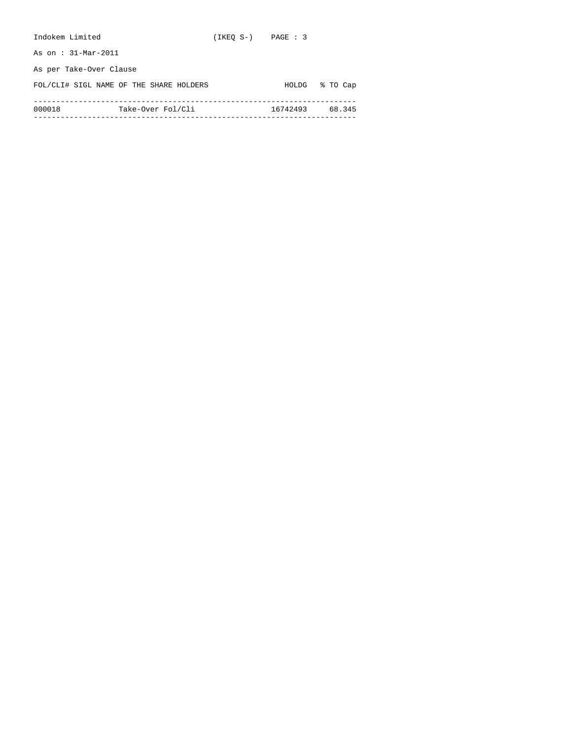Indokem Limited (IKEQ S-)

As on : 31-Mar-2011

As per Take-Over Clause

| FOL/CLI# | SIGL | NAME OF THE SHARE HOLDERS | HOLDG | % TO Cap |
|---|---|---|---|---|
| 000018 | | Take-Over Fol/Cli | 16742493 | 68.345 |